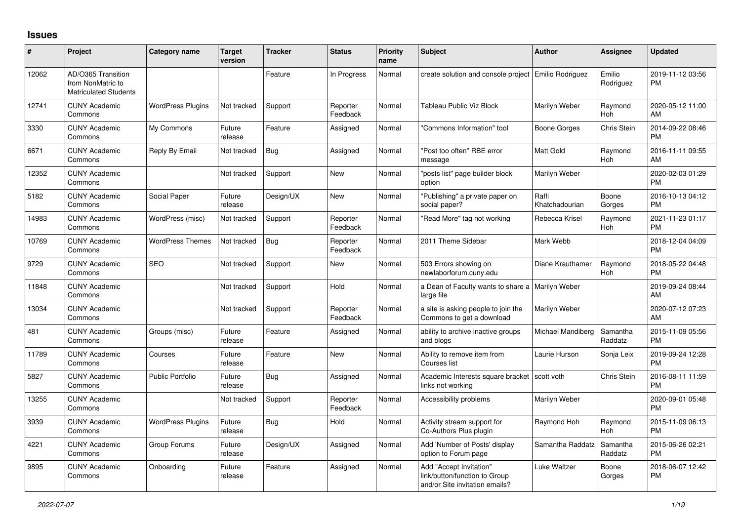## Issues

| # | Project | Category name | Target version | Tracker | Status | Priority name | Subject | Author | Assignee | Updated |
|---|---|---|---|---|---|---|---|---|---|---|
| 12062 | AD/O365 Transition from NonMatric to Matriculated Students | | | Feature | In Progress | Normal | create solution and console project | Emilio Rodriguez | Emilio Rodriguez | 2019-11-12 03:56 PM |
| 12741 | CUNY Academic Commons | WordPress Plugins | Not tracked | Support | Reporter Feedback | Normal | Tableau Public Viz Block | Marilyn Weber | Raymond Hoh | 2020-05-12 11:00 AM |
| 3330 | CUNY Academic Commons | My Commons | Future release | Feature | Assigned | Normal | "Commons Information" tool | Boone Gorges | Chris Stein | 2014-09-22 08:46 PM |
| 6671 | CUNY Academic Commons | Reply By Email | Not tracked | Bug | Assigned | Normal | "Post too often" RBE error message | Matt Gold | Raymond Hoh | 2016-11-11 09:55 AM |
| 12352 | CUNY Academic Commons | | Not tracked | Support | New | Normal | "posts list" page builder block option | Marilyn Weber | | 2020-02-03 01:29 PM |
| 5182 | CUNY Academic Commons | Social Paper | Future release | Design/UX | New | Normal | "Publishing" a private paper on social paper? | Raffi Khatchadourian | Boone Gorges | 2016-10-13 04:12 PM |
| 14983 | CUNY Academic Commons | WordPress (misc) | Not tracked | Support | Reporter Feedback | Normal | "Read More" tag not working | Rebecca Krisel | Raymond Hoh | 2021-11-23 01:17 PM |
| 10769 | CUNY Academic Commons | WordPress Themes | Not tracked | Bug | Reporter Feedback | Normal | 2011 Theme Sidebar | Mark Webb | | 2018-12-04 04:09 PM |
| 9729 | CUNY Academic Commons | SEO | Not tracked | Support | New | Normal | 503 Errors showing on newlaborforum.cuny.edu | Diane Krauthamer | Raymond Hoh | 2018-05-22 04:48 PM |
| 11848 | CUNY Academic Commons | | Not tracked | Support | Hold | Normal | a Dean of Faculty wants to share a large file | Marilyn Weber | | 2019-09-24 08:44 AM |
| 13034 | CUNY Academic Commons | | Not tracked | Support | Reporter Feedback | Normal | a site is asking people to join the Commons to get a download | Marilyn Weber | | 2020-07-12 07:23 AM |
| 481 | CUNY Academic Commons | Groups (misc) | Future release | Feature | Assigned | Normal | ability to archive inactive groups and blogs | Michael Mandiberg | Samantha Raddatz | 2015-11-09 05:56 PM |
| 11789 | CUNY Academic Commons | Courses | Future release | Feature | New | Normal | Ability to remove item from Courses list | Laurie Hurson | Sonja Leix | 2019-09-24 12:28 PM |
| 5827 | CUNY Academic Commons | Public Portfolio | Future release | Bug | Assigned | Normal | Academic Interests square bracket links not working | scott voth | Chris Stein | 2016-08-11 11:59 PM |
| 13255 | CUNY Academic Commons | | Not tracked | Support | Reporter Feedback | Normal | Accessibility problems | Marilyn Weber | | 2020-09-01 05:48 PM |
| 3939 | CUNY Academic Commons | WordPress Plugins | Future release | Bug | Hold | Normal | Activity stream support for Co-Authors Plus plugin | Raymond Hoh | Raymond Hoh | 2015-11-09 06:13 PM |
| 4221 | CUNY Academic Commons | Group Forums | Future release | Design/UX | Assigned | Normal | Add 'Number of Posts' display option to Forum page | Samantha Raddatz | Samantha Raddatz | 2015-06-26 02:21 PM |
| 9895 | CUNY Academic Commons | Onboarding | Future release | Feature | Assigned | Normal | Add "Accept Invitation" link/button/function to Group and/or Site invitation emails? | Luke Waltzer | Boone Gorges | 2018-06-07 12:42 PM |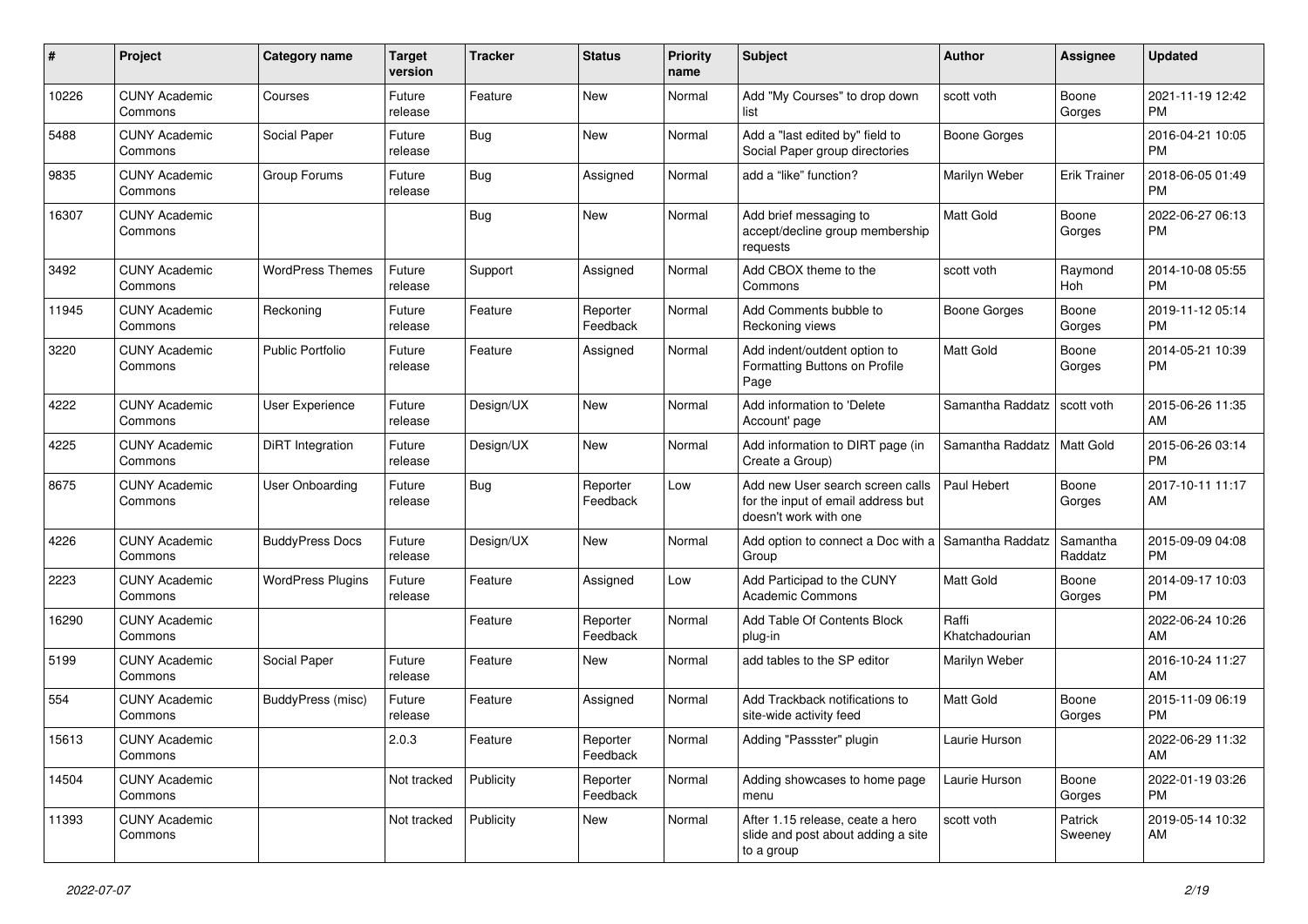| # | Project | Category name | Target version | Tracker | Status | Priority name | Subject | Author | Assignee | Updated |
|---|---|---|---|---|---|---|---|---|---|---|
| 10226 | CUNY Academic Commons | Courses | Future release | Feature | New | Normal | Add "My Courses" to drop down list | scott voth | Boone Gorges | 2021-11-19 12:42 PM |
| 5488 | CUNY Academic Commons | Social Paper | Future release | Bug | New | Normal | Add a "last edited by" field to Social Paper group directories | Boone Gorges | | 2016-04-21 10:05 PM |
| 9835 | CUNY Academic Commons | Group Forums | Future release | Bug | Assigned | Normal | add a "like" function? | Marilyn Weber | Erik Trainer | 2018-06-05 01:49 PM |
| 16307 | CUNY Academic Commons | | | Bug | New | Normal | Add brief messaging to accept/decline group membership requests | Matt Gold | Boone Gorges | 2022-06-27 06:13 PM |
| 3492 | CUNY Academic Commons | WordPress Themes | Future release | Support | Assigned | Normal | Add CBOX theme to the Commons | scott voth | Raymond Hoh | 2014-10-08 05:55 PM |
| 11945 | CUNY Academic Commons | Reckoning | Future release | Feature | Reporter Feedback | Normal | Add Comments bubble to Reckoning views | Boone Gorges | Boone Gorges | 2019-11-12 05:14 PM |
| 3220 | CUNY Academic Commons | Public Portfolio | Future release | Feature | Assigned | Normal | Add indent/outdent option to Formatting Buttons on Profile Page | Matt Gold | Boone Gorges | 2014-05-21 10:39 PM |
| 4222 | CUNY Academic Commons | User Experience | Future release | Design/UX | New | Normal | Add information to 'Delete Account' page | Samantha Raddatz | scott voth | 2015-06-26 11:35 AM |
| 4225 | CUNY Academic Commons | DiRT Integration | Future release | Design/UX | New | Normal | Add information to DIRT page (in Create a Group) | Samantha Raddatz | Matt Gold | 2015-06-26 03:14 PM |
| 8675 | CUNY Academic Commons | User Onboarding | Future release | Bug | Reporter Feedback | Low | Add new User search screen calls for the input of email address but doesn't work with one | Paul Hebert | Boone Gorges | 2017-10-11 11:17 AM |
| 4226 | CUNY Academic Commons | BuddyPress Docs | Future release | Design/UX | New | Normal | Add option to connect a Doc with a Group | Samantha Raddatz | Samantha Raddatz | 2015-09-09 04:08 PM |
| 2223 | CUNY Academic Commons | WordPress Plugins | Future release | Feature | Assigned | Low | Add Participad to the CUNY Academic Commons | Matt Gold | Boone Gorges | 2014-09-17 10:03 PM |
| 16290 | CUNY Academic Commons | | | Feature | Reporter Feedback | Normal | Add Table Of Contents Block plug-in | Raffi Khatchadourian | | 2022-06-24 10:26 AM |
| 5199 | CUNY Academic Commons | Social Paper | Future release | Feature | New | Normal | add tables to the SP editor | Marilyn Weber | | 2016-10-24 11:27 AM |
| 554 | CUNY Academic Commons | BuddyPress (misc) | Future release | Feature | Assigned | Normal | Add Trackback notifications to site-wide activity feed | Matt Gold | Boone Gorges | 2015-11-09 06:19 PM |
| 15613 | CUNY Academic Commons | | 2.0.3 | Feature | Reporter Feedback | Normal | Adding "Passster" plugin | Laurie Hurson | | 2022-06-29 11:32 AM |
| 14504 | CUNY Academic Commons | | Not tracked | Publicity | Reporter Feedback | Normal | Adding showcases to home page menu | Laurie Hurson | Boone Gorges | 2022-01-19 03:26 PM |
| 11393 | CUNY Academic Commons | | Not tracked | Publicity | New | Normal | After 1.15 release, ceate a hero slide and post about adding a site to a group | scott voth | Patrick Sweeney | 2019-05-14 10:32 AM |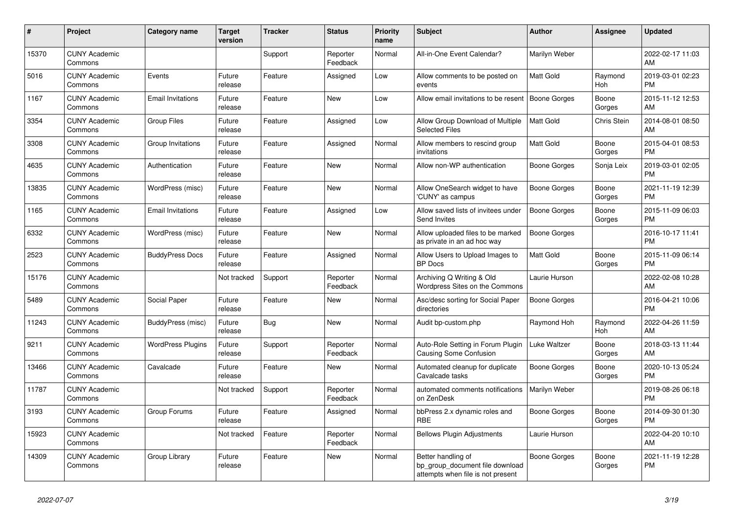| # | Project | Category name | Target version | Tracker | Status | Priority name | Subject | Author | Assignee | Updated |
|---|---|---|---|---|---|---|---|---|---|---|
| 15370 | CUNY Academic Commons | | | Support | Reporter Feedback | Normal | All-in-One Event Calendar? | Marilyn Weber | | 2022-02-17 11:03 AM |
| 5016 | CUNY Academic Commons | Events | Future release | Feature | Assigned | Low | Allow comments to be posted on events | Matt Gold | Raymond Hoh | 2019-03-01 02:23 PM |
| 1167 | CUNY Academic Commons | Email Invitations | Future release | Feature | New | Low | Allow email invitations to be resent | Boone Gorges | Boone Gorges | 2015-11-12 12:53 AM |
| 3354 | CUNY Academic Commons | Group Files | Future release | Feature | Assigned | Low | Allow Group Download of Multiple Selected Files | Matt Gold | Chris Stein | 2014-08-01 08:50 AM |
| 3308 | CUNY Academic Commons | Group Invitations | Future release | Feature | Assigned | Normal | Allow members to rescind group invitations | Matt Gold | Boone Gorges | 2015-04-01 08:53 PM |
| 4635 | CUNY Academic Commons | Authentication | Future release | Feature | New | Normal | Allow non-WP authentication | Boone Gorges | Sonja Leix | 2019-03-01 02:05 PM |
| 13835 | CUNY Academic Commons | WordPress (misc) | Future release | Feature | New | Normal | Allow OneSearch widget to have 'CUNY' as campus | Boone Gorges | Boone Gorges | 2021-11-19 12:39 PM |
| 1165 | CUNY Academic Commons | Email Invitations | Future release | Feature | Assigned | Low | Allow saved lists of invitees under Send Invites | Boone Gorges | Boone Gorges | 2015-11-09 06:03 PM |
| 6332 | CUNY Academic Commons | WordPress (misc) | Future release | Feature | New | Normal | Allow uploaded files to be marked as private in an ad hoc way | Boone Gorges | | 2016-10-17 11:41 PM |
| 2523 | CUNY Academic Commons | BuddyPress Docs | Future release | Feature | Assigned | Normal | Allow Users to Upload Images to BP Docs | Matt Gold | Boone Gorges | 2015-11-09 06:14 PM |
| 15176 | CUNY Academic Commons | | Not tracked | Support | Reporter Feedback | Normal | Archiving Q Writing & Old Wordpress Sites on the Commons | Laurie Hurson | | 2022-02-08 10:28 AM |
| 5489 | CUNY Academic Commons | Social Paper | Future release | Feature | New | Normal | Asc/desc sorting for Social Paper directories | Boone Gorges | | 2016-04-21 10:06 PM |
| 11243 | CUNY Academic Commons | BuddyPress (misc) | Future release | Bug | New | Normal | Audit bp-custom.php | Raymond Hoh | Raymond Hoh | 2022-04-26 11:59 AM |
| 9211 | CUNY Academic Commons | WordPress Plugins | Future release | Support | Reporter Feedback | Normal | Auto-Role Setting in Forum Plugin Causing Some Confusion | Luke Waltzer | Boone Gorges | 2018-03-13 11:44 AM |
| 13466 | CUNY Academic Commons | Cavalcade | Future release | Feature | New | Normal | Automated cleanup for duplicate Cavalcade tasks | Boone Gorges | Boone Gorges | 2020-10-13 05:24 PM |
| 11787 | CUNY Academic Commons | | Not tracked | Support | Reporter Feedback | Normal | automated comments notifications on ZenDesk | Marilyn Weber | | 2019-08-26 06:18 PM |
| 3193 | CUNY Academic Commons | Group Forums | Future release | Feature | Assigned | Normal | bbPress 2.x dynamic roles and RBE | Boone Gorges | Boone Gorges | 2014-09-30 01:30 PM |
| 15923 | CUNY Academic Commons | | Not tracked | Feature | Reporter Feedback | Normal | Bellows Plugin Adjustments | Laurie Hurson | | 2022-04-20 10:10 AM |
| 14309 | CUNY Academic Commons | Group Library | Future release | Feature | New | Normal | Better handling of bp_group_document file download attempts when file is not present | Boone Gorges | Boone Gorges | 2021-11-19 12:28 PM |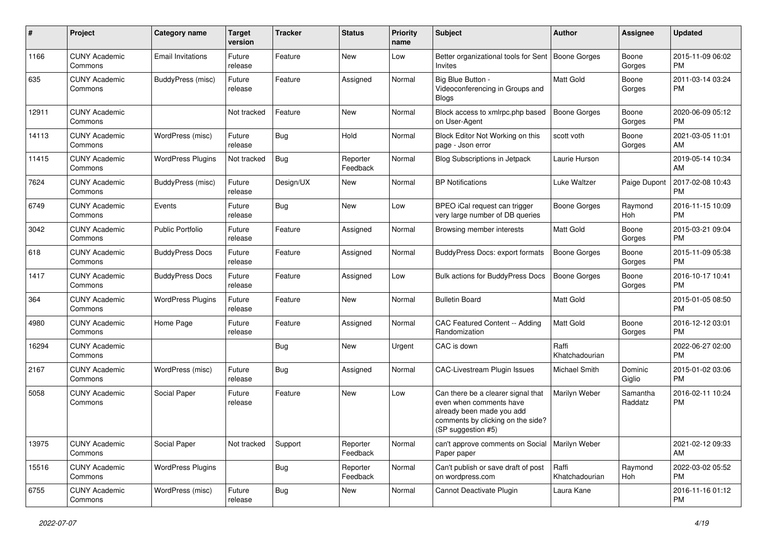| # | Project | Category name | Target version | Tracker | Status | Priority name | Subject | Author | Assignee | Updated |
|---|---|---|---|---|---|---|---|---|---|---|
| 1166 | CUNY Academic Commons | Email Invitations | Future release | Feature | New | Low | Better organizational tools for Sent Invites | Boone Gorges | Boone Gorges | 2015-11-09 06:02 PM |
| 635 | CUNY Academic Commons | BuddyPress (misc) | Future release | Feature | Assigned | Normal | Big Blue Button - Videoconferencing in Groups and Blogs | Matt Gold | Boone Gorges | 2011-03-14 03:24 PM |
| 12911 | CUNY Academic Commons | | Not tracked | Feature | New | Normal | Block access to xmlrpc.php based on User-Agent | Boone Gorges | Boone Gorges | 2020-06-09 05:12 PM |
| 14113 | CUNY Academic Commons | WordPress (misc) | Future release | Bug | Hold | Normal | Block Editor Not Working on this page - Json error | scott voth | Boone Gorges | 2021-03-05 11:01 AM |
| 11415 | CUNY Academic Commons | WordPress Plugins | Not tracked | Bug | Reporter Feedback | Normal | Blog Subscriptions in Jetpack | Laurie Hurson | | 2019-05-14 10:34 AM |
| 7624 | CUNY Academic Commons | BuddyPress (misc) | Future release | Design/UX | New | Normal | BP Notifications | Luke Waltzer | Paige Dupont | 2017-02-08 10:43 PM |
| 6749 | CUNY Academic Commons | Events | Future release | Bug | New | Low | BPEO iCal request can trigger very large number of DB queries | Boone Gorges | Raymond Hoh | 2016-11-15 10:09 PM |
| 3042 | CUNY Academic Commons | Public Portfolio | Future release | Feature | Assigned | Normal | Browsing member interests | Matt Gold | Boone Gorges | 2015-03-21 09:04 PM |
| 618 | CUNY Academic Commons | BuddyPress Docs | Future release | Feature | Assigned | Normal | BuddyPress Docs: export formats | Boone Gorges | Boone Gorges | 2015-11-09 05:38 PM |
| 1417 | CUNY Academic Commons | BuddyPress Docs | Future release | Feature | Assigned | Low | Bulk actions for BuddyPress Docs | Boone Gorges | Boone Gorges | 2016-10-17 10:41 PM |
| 364 | CUNY Academic Commons | WordPress Plugins | Future release | Feature | New | Normal | Bulletin Board | Matt Gold | | 2015-01-05 08:50 PM |
| 4980 | CUNY Academic Commons | Home Page | Future release | Feature | Assigned | Normal | CAC Featured Content -- Adding Randomization | Matt Gold | Boone Gorges | 2016-12-12 03:01 PM |
| 16294 | CUNY Academic Commons | | | Bug | New | Urgent | CAC is down | Raffi Khatchadourian | | 2022-06-27 02:00 PM |
| 2167 | CUNY Academic Commons | WordPress (misc) | Future release | Bug | Assigned | Normal | CAC-Livestream Plugin Issues | Michael Smith | Dominic Giglio | 2015-01-02 03:06 PM |
| 5058 | CUNY Academic Commons | Social Paper | Future release | Feature | New | Low | Can there be a clearer signal that even when comments have already been made you add comments by clicking on the side? (SP suggestion #5) | Marilyn Weber | Samantha Raddatz | 2016-02-11 10:24 PM |
| 13975 | CUNY Academic Commons | Social Paper | Not tracked | Support | Reporter Feedback | Normal | can't approve comments on Social Paper paper | Marilyn Weber | | 2021-02-12 09:33 AM |
| 15516 | CUNY Academic Commons | WordPress Plugins | | Bug | Reporter Feedback | Normal | Can't publish or save draft of post on wordpress.com | Raffi Khatchadourian | Raymond Hoh | 2022-03-02 05:52 PM |
| 6755 | CUNY Academic Commons | WordPress (misc) | Future release | Bug | New | Normal | Cannot Deactivate Plugin | Laura Kane | | 2016-11-16 01:12 PM |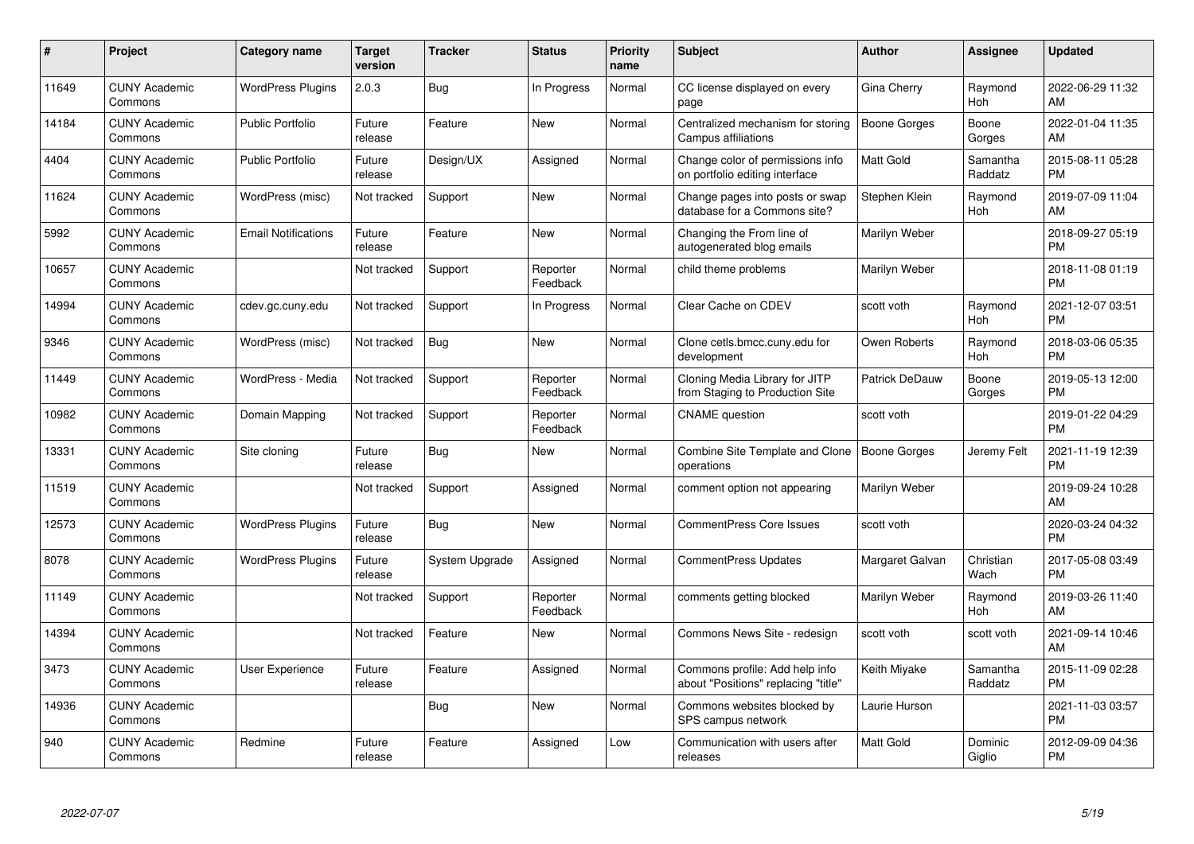| # | Project | Category name | Target version | Tracker | Status | Priority name | Subject | Author | Assignee | Updated |
|---|---|---|---|---|---|---|---|---|---|---|
| 11649 | CUNY Academic Commons | WordPress Plugins | 2.0.3 | Bug | In Progress | Normal | CC license displayed on every page | Gina Cherry | Raymond Hoh | 2022-06-29 11:32 AM |
| 14184 | CUNY Academic Commons | Public Portfolio | Future release | Feature | New | Normal | Centralized mechanism for storing Campus affiliations | Boone Gorges | Boone Gorges | 2022-01-04 11:35 AM |
| 4404 | CUNY Academic Commons | Public Portfolio | Future release | Design/UX | Assigned | Normal | Change color of permissions info on portfolio editing interface | Matt Gold | Samantha Raddatz | 2015-08-11 05:28 PM |
| 11624 | CUNY Academic Commons | WordPress (misc) | Not tracked | Support | New | Normal | Change pages into posts or swap database for a Commons site? | Stephen Klein | Raymond Hoh | 2019-07-09 11:04 AM |
| 5992 | CUNY Academic Commons | Email Notifications | Future release | Feature | New | Normal | Changing the From line of autogenerated blog emails | Marilyn Weber | | 2018-09-27 05:19 PM |
| 10657 | CUNY Academic Commons | | Not tracked | Support | Reporter Feedback | Normal | child theme problems | Marilyn Weber | | 2018-11-08 01:19 PM |
| 14994 | CUNY Academic Commons | cdev.gc.cuny.edu | Not tracked | Support | In Progress | Normal | Clear Cache on CDEV | scott voth | Raymond Hoh | 2021-12-07 03:51 PM |
| 9346 | CUNY Academic Commons | WordPress (misc) | Not tracked | Bug | New | Normal | Clone cetls.bmcc.cuny.edu for development | Owen Roberts | Raymond Hoh | 2018-03-06 05:35 PM |
| 11449 | CUNY Academic Commons | WordPress - Media | Not tracked | Support | Reporter Feedback | Normal | Cloning Media Library for JITP from Staging to Production Site | Patrick DeDauw | Boone Gorges | 2019-05-13 12:00 PM |
| 10982 | CUNY Academic Commons | Domain Mapping | Not tracked | Support | Reporter Feedback | Normal | CNAME question | scott voth | | 2019-01-22 04:29 PM |
| 13331 | CUNY Academic Commons | Site cloning | Future release | Bug | New | Normal | Combine Site Template and Clone operations | Boone Gorges | Jeremy Felt | 2021-11-19 12:39 PM |
| 11519 | CUNY Academic Commons | | Not tracked | Support | Assigned | Normal | comment option not appearing | Marilyn Weber | | 2019-09-24 10:28 AM |
| 12573 | CUNY Academic Commons | WordPress Plugins | Future release | Bug | New | Normal | CommentPress Core Issues | scott voth | | 2020-03-24 04:32 PM |
| 8078 | CUNY Academic Commons | WordPress Plugins | Future release | System Upgrade | Assigned | Normal | CommentPress Updates | Margaret Galvan | Christian Wach | 2017-05-08 03:49 PM |
| 11149 | CUNY Academic Commons | | Not tracked | Support | Reporter Feedback | Normal | comments getting blocked | Marilyn Weber | Raymond Hoh | 2019-03-26 11:40 AM |
| 14394 | CUNY Academic Commons | | Not tracked | Feature | New | Normal | Commons News Site - redesign | scott voth | scott voth | 2021-09-14 10:46 AM |
| 3473 | CUNY Academic Commons | User Experience | Future release | Feature | Assigned | Normal | Commons profile: Add help info about "Positions" replacing "title" | Keith Miyake | Samantha Raddatz | 2015-11-09 02:28 PM |
| 14936 | CUNY Academic Commons | | | Bug | New | Normal | Commons websites blocked by SPS campus network | Laurie Hurson | | 2021-11-03 03:57 PM |
| 940 | CUNY Academic Commons | Redmine | Future release | Feature | Assigned | Low | Communication with users after releases | Matt Gold | Dominic Giglio | 2012-09-09 04:36 PM |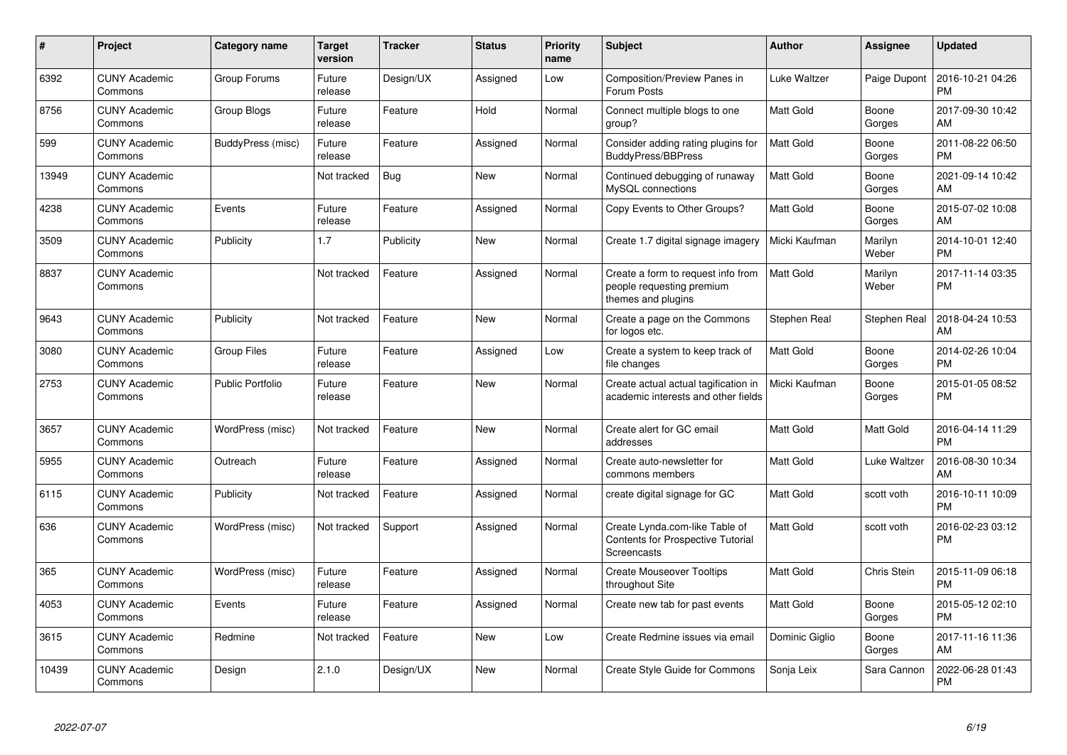| # | Project | Category name | Target version | Tracker | Status | Priority name | Subject | Author | Assignee | Updated |
|---|---|---|---|---|---|---|---|---|---|---|
| 6392 | CUNY Academic Commons | Group Forums | Future release | Design/UX | Assigned | Low | Composition/Preview Panes in Forum Posts | Luke Waltzer | Paige Dupont | 2016-10-21 04:26 PM |
| 8756 | CUNY Academic Commons | Group Blogs | Future release | Feature | Hold | Normal | Connect multiple blogs to one group? | Matt Gold | Boone Gorges | 2017-09-30 10:42 AM |
| 599 | CUNY Academic Commons | BuddyPress (misc) | Future release | Feature | Assigned | Normal | Consider adding rating plugins for BuddyPress/BBPress | Matt Gold | Boone Gorges | 2011-08-22 06:50 PM |
| 13949 | CUNY Academic Commons | | Not tracked | Bug | New | Normal | Continued debugging of runaway MySQL connections | Matt Gold | Boone Gorges | 2021-09-14 10:42 AM |
| 4238 | CUNY Academic Commons | Events | Future release | Feature | Assigned | Normal | Copy Events to Other Groups? | Matt Gold | Boone Gorges | 2015-07-02 10:08 AM |
| 3509 | CUNY Academic Commons | Publicity | 1.7 | Publicity | New | Normal | Create 1.7 digital signage imagery | Micki Kaufman | Marilyn Weber | 2014-10-01 12:40 PM |
| 8837 | CUNY Academic Commons | | Not tracked | Feature | Assigned | Normal | Create a form to request info from people requesting premium themes and plugins | Matt Gold | Marilyn Weber | 2017-11-14 03:35 PM |
| 9643 | CUNY Academic Commons | Publicity | Not tracked | Feature | New | Normal | Create a page on the Commons for logos etc. | Stephen Real | Stephen Real | 2018-04-24 10:53 AM |
| 3080 | CUNY Academic Commons | Group Files | Future release | Feature | Assigned | Low | Create a system to keep track of file changes | Matt Gold | Boone Gorges | 2014-02-26 10:04 PM |
| 2753 | CUNY Academic Commons | Public Portfolio | Future release | Feature | New | Normal | Create actual actual tagification in academic interests and other fields | Micki Kaufman | Boone Gorges | 2015-01-05 08:52 PM |
| 3657 | CUNY Academic Commons | WordPress (misc) | Not tracked | Feature | New | Normal | Create alert for GC email addresses | Matt Gold | Matt Gold | 2016-04-14 11:29 PM |
| 5955 | CUNY Academic Commons | Outreach | Future release | Feature | Assigned | Normal | Create auto-newsletter for commons members | Matt Gold | Luke Waltzer | 2016-08-30 10:34 AM |
| 6115 | CUNY Academic Commons | Publicity | Not tracked | Feature | Assigned | Normal | create digital signage for GC | Matt Gold | scott voth | 2016-10-11 10:09 PM |
| 636 | CUNY Academic Commons | WordPress (misc) | Not tracked | Support | Assigned | Normal | Create Lynda.com-like Table of Contents for Prospective Tutorial Screencasts | Matt Gold | scott voth | 2016-02-23 03:12 PM |
| 365 | CUNY Academic Commons | WordPress (misc) | Future release | Feature | Assigned | Normal | Create Mouseover Tooltips throughout Site | Matt Gold | Chris Stein | 2015-11-09 06:18 PM |
| 4053 | CUNY Academic Commons | Events | Future release | Feature | Assigned | Normal | Create new tab for past events | Matt Gold | Boone Gorges | 2015-05-12 02:10 PM |
| 3615 | CUNY Academic Commons | Redmine | Not tracked | Feature | New | Low | Create Redmine issues via email | Dominic Giglio | Boone Gorges | 2017-11-16 11:36 AM |
| 10439 | CUNY Academic Commons | Design | 2.1.0 | Design/UX | New | Normal | Create Style Guide for Commons | Sonja Leix | Sara Cannon | 2022-06-28 01:43 PM |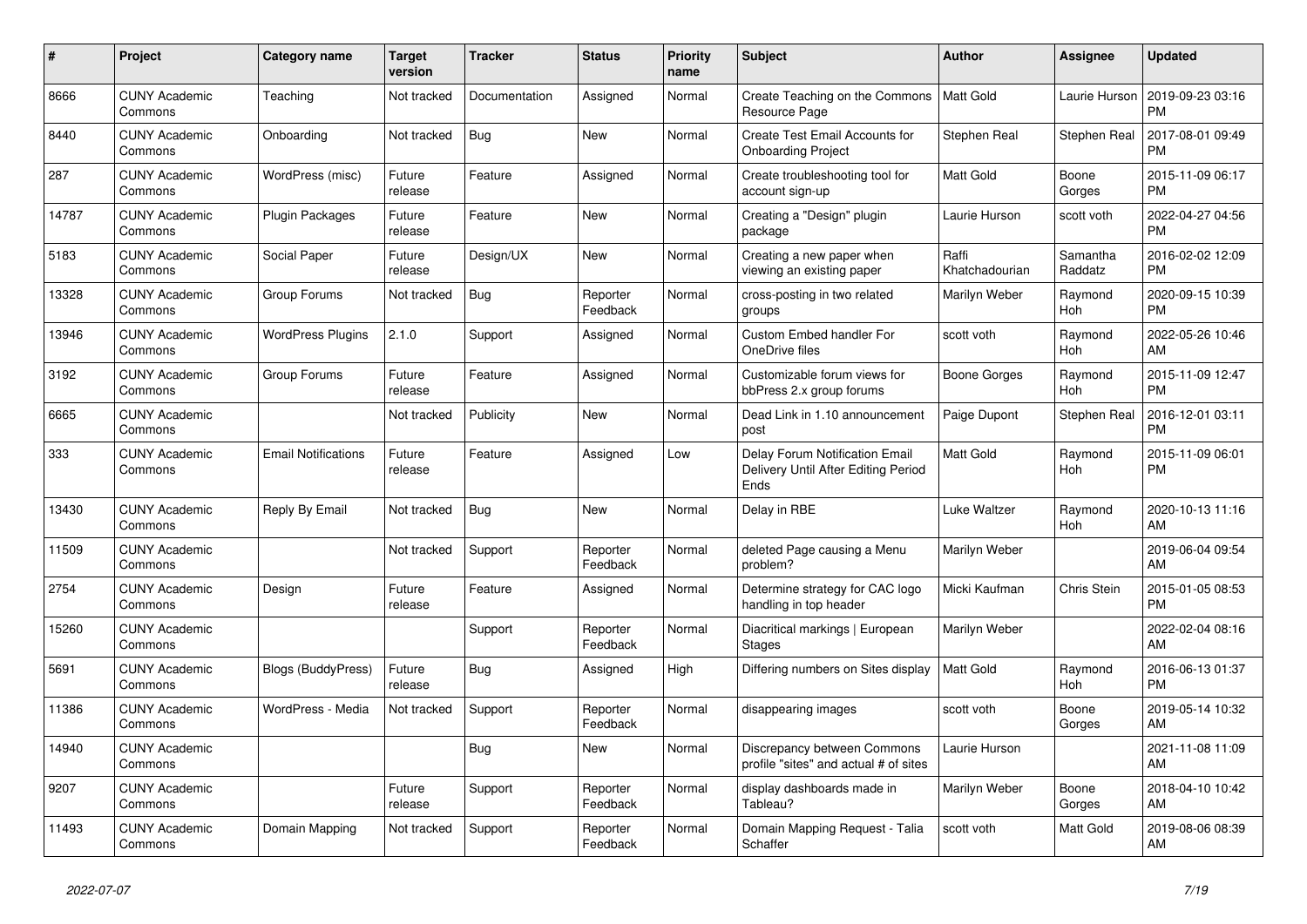| # | Project | Category name | Target version | Tracker | Status | Priority name | Subject | Author | Assignee | Updated |
|---|---|---|---|---|---|---|---|---|---|---|
| 8666 | CUNY Academic Commons | Teaching | Not tracked | Documentation | Assigned | Normal | Create Teaching on the Commons Resource Page | Matt Gold | Laurie Hurson | 2019-09-23 03:16 PM |
| 8440 | CUNY Academic Commons | Onboarding | Not tracked | Bug | New | Normal | Create Test Email Accounts for Onboarding Project | Stephen Real | Stephen Real | 2017-08-01 09:49 PM |
| 287 | CUNY Academic Commons | WordPress (misc) | Future release | Feature | Assigned | Normal | Create troubleshooting tool for account sign-up | Matt Gold | Boone Gorges | 2015-11-09 06:17 PM |
| 14787 | CUNY Academic Commons | Plugin Packages | Future release | Feature | New | Normal | Creating a "Design" plugin package | Laurie Hurson | scott voth | 2022-04-27 04:56 PM |
| 5183 | CUNY Academic Commons | Social Paper | Future release | Design/UX | New | Normal | Creating a new paper when viewing an existing paper | Raffi Khatchadourian | Samantha Raddatz | 2016-02-02 12:09 PM |
| 13328 | CUNY Academic Commons | Group Forums | Not tracked | Bug | Reporter Feedback | Normal | cross-posting in two related groups | Marilyn Weber | Raymond Hoh | 2020-09-15 10:39 PM |
| 13946 | CUNY Academic Commons | WordPress Plugins | 2.1.0 | Support | Assigned | Normal | Custom Embed handler For OneDrive files | scott voth | Raymond Hoh | 2022-05-26 10:46 AM |
| 3192 | CUNY Academic Commons | Group Forums | Future release | Feature | Assigned | Normal | Customizable forum views for bbPress 2.x group forums | Boone Gorges | Raymond Hoh | 2015-11-09 12:47 PM |
| 6665 | CUNY Academic Commons | | Not tracked | Publicity | New | Normal | Dead Link in 1.10 announcement post | Paige Dupont | Stephen Real | 2016-12-01 03:11 PM |
| 333 | CUNY Academic Commons | Email Notifications | Future release | Feature | Assigned | Low | Delay Forum Notification Email Delivery Until After Editing Period Ends | Matt Gold | Raymond Hoh | 2015-11-09 06:01 PM |
| 13430 | CUNY Academic Commons | Reply By Email | Not tracked | Bug | New | Normal | Delay in RBE | Luke Waltzer | Raymond Hoh | 2020-10-13 11:16 AM |
| 11509 | CUNY Academic Commons | | Not tracked | Support | Reporter Feedback | Normal | deleted Page causing a Menu problem? | Marilyn Weber | | 2019-06-04 09:54 AM |
| 2754 | CUNY Academic Commons | Design | Future release | Feature | Assigned | Normal | Determine strategy for CAC logo handling in top header | Micki Kaufman | Chris Stein | 2015-01-05 08:53 PM |
| 15260 | CUNY Academic Commons | | | Support | Reporter Feedback | Normal | Diacritical markings \| European Stages | Marilyn Weber | | 2022-02-04 08:16 AM |
| 5691 | CUNY Academic Commons | Blogs (BuddyPress) | Future release | Bug | Assigned | High | Differing numbers on Sites display | Matt Gold | Raymond Hoh | 2016-06-13 01:37 PM |
| 11386 | CUNY Academic Commons | WordPress - Media | Not tracked | Support | Reporter Feedback | Normal | disappearing images | scott voth | Boone Gorges | 2019-05-14 10:32 AM |
| 14940 | CUNY Academic Commons | | | Bug | New | Normal | Discrepancy between Commons profile "sites" and actual # of sites | Laurie Hurson | | 2021-11-08 11:09 AM |
| 9207 | CUNY Academic Commons | | Future release | Support | Reporter Feedback | Normal | display dashboards made in Tableau? | Marilyn Weber | Boone Gorges | 2018-04-10 10:42 AM |
| 11493 | CUNY Academic Commons | Domain Mapping | Not tracked | Support | Reporter Feedback | Normal | Domain Mapping Request - Talia Schaffer | scott voth | Matt Gold | 2019-08-06 08:39 AM |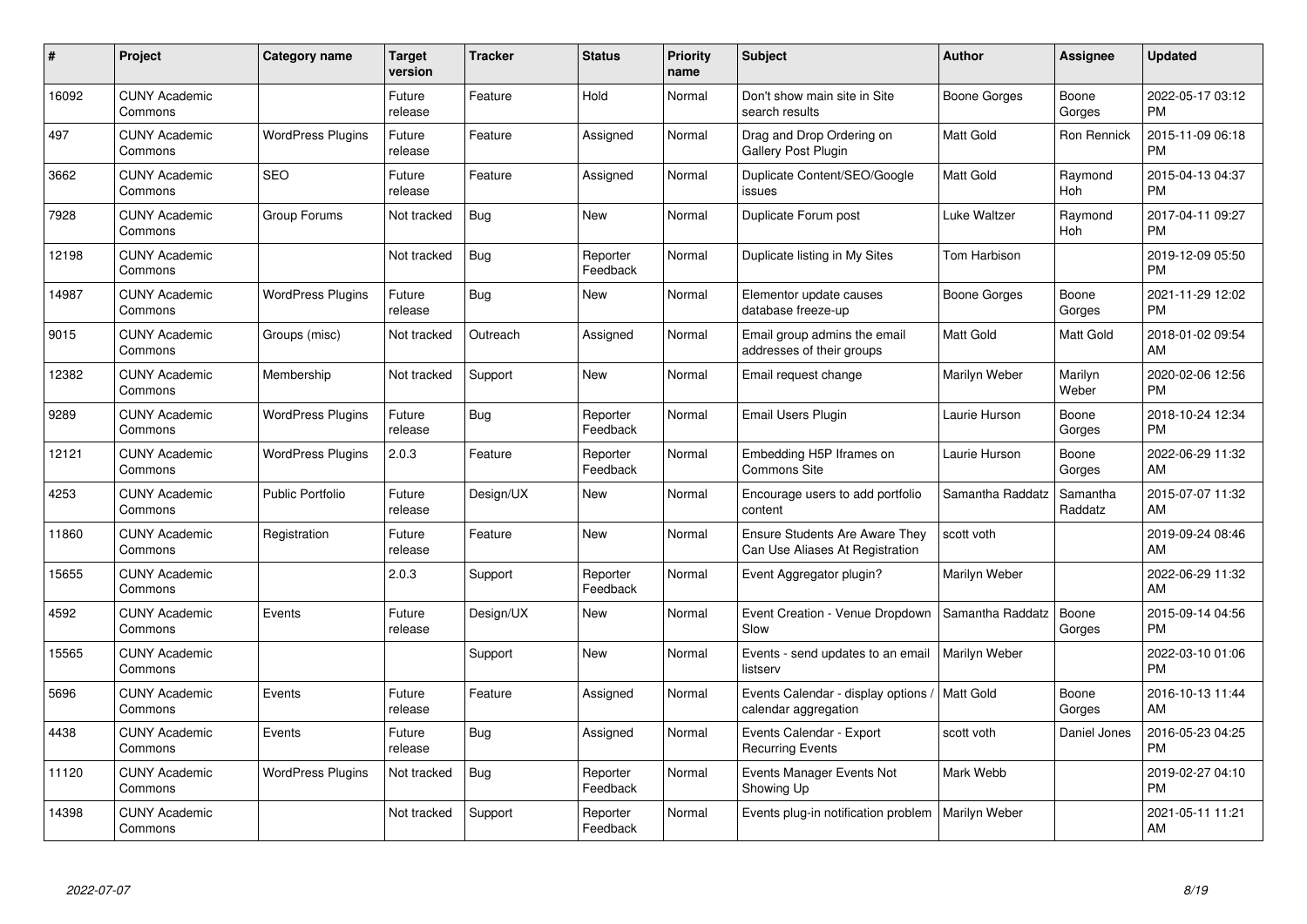| # | Project | Category name | Target version | Tracker | Status | Priority name | Subject | Author | Assignee | Updated |
|---|---|---|---|---|---|---|---|---|---|---|
| 16092 | CUNY Academic Commons | | Future release | Feature | Hold | Normal | Don't show main site in Site search results | Boone Gorges | Boone Gorges | 2022-05-17 03:12 PM |
| 497 | CUNY Academic Commons | WordPress Plugins | Future release | Feature | Assigned | Normal | Drag and Drop Ordering on Gallery Post Plugin | Matt Gold | Ron Rennick | 2015-11-09 06:18 PM |
| 3662 | CUNY Academic Commons | SEO | Future release | Feature | Assigned | Normal | Duplicate Content/SEO/Google issues | Matt Gold | Raymond Hoh | 2015-04-13 04:37 PM |
| 7928 | CUNY Academic Commons | Group Forums | Not tracked | Bug | New | Normal | Duplicate Forum post | Luke Waltzer | Raymond Hoh | 2017-04-11 09:27 PM |
| 12198 | CUNY Academic Commons | | Not tracked | Bug | Reporter Feedback | Normal | Duplicate listing in My Sites | Tom Harbison | | 2019-12-09 05:50 PM |
| 14987 | CUNY Academic Commons | WordPress Plugins | Future release | Bug | New | Normal | Elementor update causes database freeze-up | Boone Gorges | Boone Gorges | 2021-11-29 12:02 PM |
| 9015 | CUNY Academic Commons | Groups (misc) | Not tracked | Outreach | Assigned | Normal | Email group admins the email addresses of their groups | Matt Gold | Matt Gold | 2018-01-02 09:54 AM |
| 12382 | CUNY Academic Commons | Membership | Not tracked | Support | New | Normal | Email request change | Marilyn Weber | Marilyn Weber | 2020-02-06 12:56 PM |
| 9289 | CUNY Academic Commons | WordPress Plugins | Future release | Bug | Reporter Feedback | Normal | Email Users Plugin | Laurie Hurson | Boone Gorges | 2018-10-24 12:34 PM |
| 12121 | CUNY Academic Commons | WordPress Plugins | 2.0.3 | Feature | Reporter Feedback | Normal | Embedding H5P Iframes on Commons Site | Laurie Hurson | Boone Gorges | 2022-06-29 11:32 AM |
| 4253 | CUNY Academic Commons | Public Portfolio | Future release | Design/UX | New | Normal | Encourage users to add portfolio content | Samantha Raddatz | Samantha Raddatz | 2015-07-07 11:32 AM |
| 11860 | CUNY Academic Commons | Registration | Future release | Feature | New | Normal | Ensure Students Are Aware They Can Use Aliases At Registration | scott voth | | 2019-09-24 08:46 AM |
| 15655 | CUNY Academic Commons | | 2.0.3 | Support | Reporter Feedback | Normal | Event Aggregator plugin? | Marilyn Weber | | 2022-06-29 11:32 AM |
| 4592 | CUNY Academic Commons | Events | Future release | Design/UX | New | Normal | Event Creation - Venue Dropdown Slow | Samantha Raddatz | Boone Gorges | 2015-09-14 04:56 PM |
| 15565 | CUNY Academic Commons | | | Support | New | Normal | Events - send updates to an email listserv | Marilyn Weber | | 2022-03-10 01:06 PM |
| 5696 | CUNY Academic Commons | Events | Future release | Feature | Assigned | Normal | Events Calendar - display options / calendar aggregation | Matt Gold | Boone Gorges | 2016-10-13 11:44 AM |
| 4438 | CUNY Academic Commons | Events | Future release | Bug | Assigned | Normal | Events Calendar - Export Recurring Events | scott voth | Daniel Jones | 2016-05-23 04:25 PM |
| 11120 | CUNY Academic Commons | WordPress Plugins | Not tracked | Bug | Reporter Feedback | Normal | Events Manager Events Not Showing Up | Mark Webb | | 2019-02-27 04:10 PM |
| 14398 | CUNY Academic Commons | | Not tracked | Support | Reporter Feedback | Normal | Events plug-in notification problem | Marilyn Weber | | 2021-05-11 11:21 AM |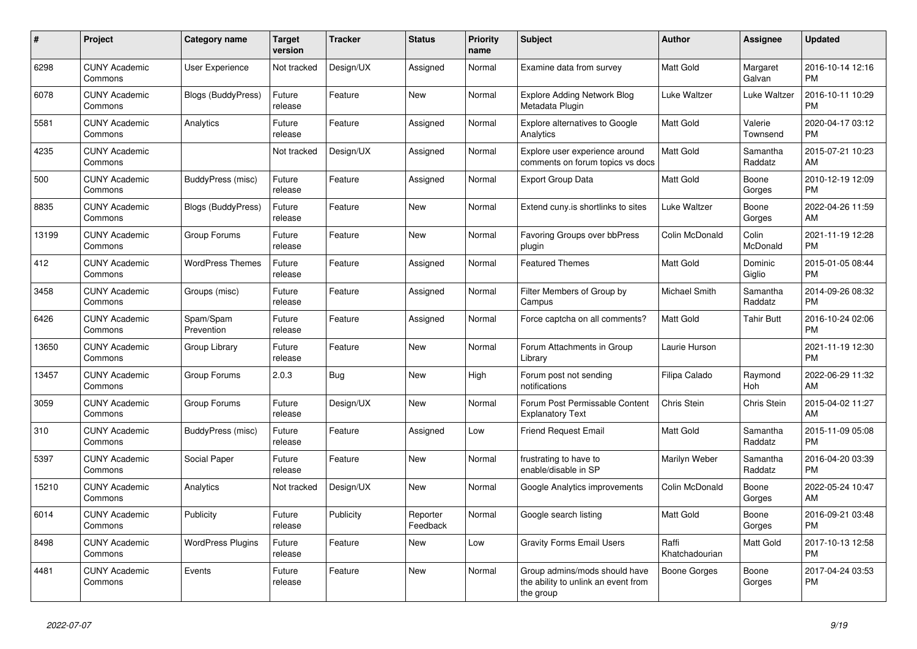| # | Project | Category name | Target version | Tracker | Status | Priority name | Subject | Author | Assignee | Updated |
|---|---|---|---|---|---|---|---|---|---|---|
| 6298 | CUNY Academic Commons | User Experience | Not tracked | Design/UX | Assigned | Normal | Examine data from survey | Matt Gold | Margaret Galvan | 2016-10-14 12:16 PM |
| 6078 | CUNY Academic Commons | Blogs (BuddyPress) | Future release | Feature | New | Normal | Explore Adding Network Blog Metadata Plugin | Luke Waltzer | Luke Waltzer | 2016-10-11 10:29 PM |
| 5581 | CUNY Academic Commons | Analytics | Future release | Feature | Assigned | Normal | Explore alternatives to Google Analytics | Matt Gold | Valerie Townsend | 2020-04-17 03:12 PM |
| 4235 | CUNY Academic Commons | | Not tracked | Design/UX | Assigned | Normal | Explore user experience around comments on forum topics vs docs | Matt Gold | Samantha Raddatz | 2015-07-21 10:23 AM |
| 500 | CUNY Academic Commons | BuddyPress (misc) | Future release | Feature | Assigned | Normal | Export Group Data | Matt Gold | Boone Gorges | 2010-12-19 12:09 PM |
| 8835 | CUNY Academic Commons | Blogs (BuddyPress) | Future release | Feature | New | Normal | Extend cuny.is shortlinks to sites | Luke Waltzer | Boone Gorges | 2022-04-26 11:59 AM |
| 13199 | CUNY Academic Commons | Group Forums | Future release | Feature | New | Normal | Favoring Groups over bbPress plugin | Colin McDonald | Colin McDonald | 2021-11-19 12:28 PM |
| 412 | CUNY Academic Commons | WordPress Themes | Future release | Feature | Assigned | Normal | Featured Themes | Matt Gold | Dominic Giglio | 2015-01-05 08:44 PM |
| 3458 | CUNY Academic Commons | Groups (misc) | Future release | Feature | Assigned | Normal | Filter Members of Group by Campus | Michael Smith | Samantha Raddatz | 2014-09-26 08:32 PM |
| 6426 | CUNY Academic Commons | Spam/Spam Prevention | Future release | Feature | Assigned | Normal | Force captcha on all comments? | Matt Gold | Tahir Butt | 2016-10-24 02:06 PM |
| 13650 | CUNY Academic Commons | Group Library | Future release | Feature | New | Normal | Forum Attachments in Group Library | Laurie Hurson | | 2021-11-19 12:30 PM |
| 13457 | CUNY Academic Commons | Group Forums | 2.0.3 | Bug | New | High | Forum post not sending notifications | Filipa Calado | Raymond Hoh | 2022-06-29 11:32 AM |
| 3059 | CUNY Academic Commons | Group Forums | Future release | Design/UX | New | Normal | Forum Post Permissable Content Explanatory Text | Chris Stein | Chris Stein | 2015-04-02 11:27 AM |
| 310 | CUNY Academic Commons | BuddyPress (misc) | Future release | Feature | Assigned | Low | Friend Request Email | Matt Gold | Samantha Raddatz | 2015-11-09 05:08 PM |
| 5397 | CUNY Academic Commons | Social Paper | Future release | Feature | New | Normal | frustrating to have to enable/disable in SP | Marilyn Weber | Samantha Raddatz | 2016-04-20 03:39 PM |
| 15210 | CUNY Academic Commons | Analytics | Not tracked | Design/UX | New | Normal | Google Analytics improvements | Colin McDonald | Boone Gorges | 2022-05-24 10:47 AM |
| 6014 | CUNY Academic Commons | Publicity | Future release | Publicity | Reporter Feedback | Normal | Google search listing | Matt Gold | Boone Gorges | 2016-09-21 03:48 PM |
| 8498 | CUNY Academic Commons | WordPress Plugins | Future release | Feature | New | Low | Gravity Forms Email Users | Raffi Khatchadourian | Matt Gold | 2017-10-13 12:58 PM |
| 4481 | CUNY Academic Commons | Events | Future release | Feature | New | Normal | Group admins/mods should have the ability to unlink an event from the group | Boone Gorges | Boone Gorges | 2017-04-24 03:53 PM |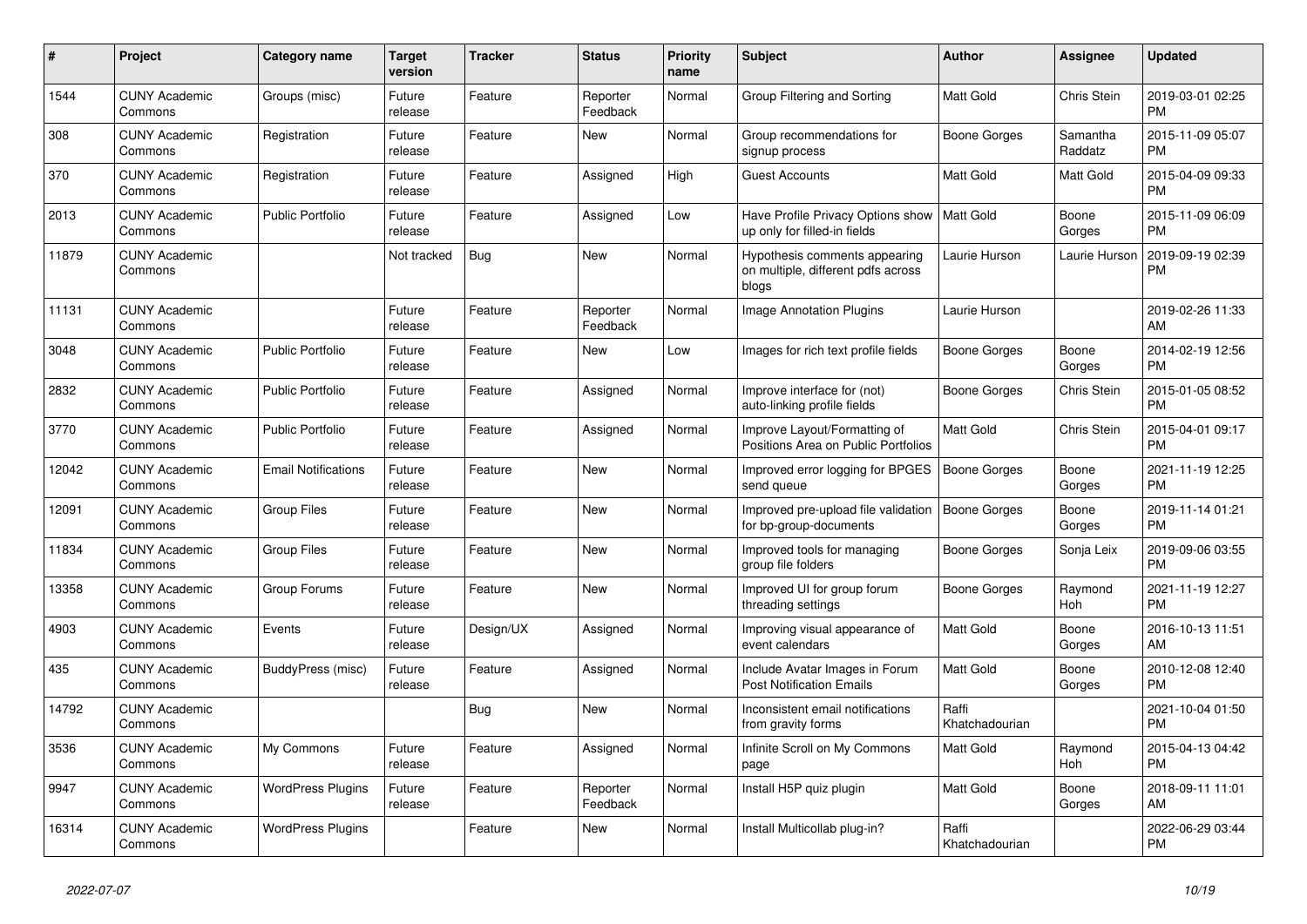| # | Project | Category name | Target version | Tracker | Status | Priority name | Subject | Author | Assignee | Updated |
|---|---|---|---|---|---|---|---|---|---|---|
| 1544 | CUNY Academic Commons | Groups (misc) | Future release | Feature | Reporter Feedback | Normal | Group Filtering and Sorting | Matt Gold | Chris Stein | 2019-03-01 02:25 PM |
| 308 | CUNY Academic Commons | Registration | Future release | Feature | New | Normal | Group recommendations for signup process | Boone Gorges | Samantha Raddatz | 2015-11-09 05:07 PM |
| 370 | CUNY Academic Commons | Registration | Future release | Feature | Assigned | High | Guest Accounts | Matt Gold | Matt Gold | 2015-04-09 09:33 PM |
| 2013 | CUNY Academic Commons | Public Portfolio | Future release | Feature | Assigned | Low | Have Profile Privacy Options show up only for filled-in fields | Matt Gold | Boone Gorges | 2015-11-09 06:09 PM |
| 11879 | CUNY Academic Commons | | Not tracked | Bug | New | Normal | Hypothesis comments appearing on multiple, different pdfs across blogs | Laurie Hurson | Laurie Hurson | 2019-09-19 02:39 PM |
| 11131 | CUNY Academic Commons | | Future release | Feature | Reporter Feedback | Normal | Image Annotation Plugins | Laurie Hurson | | 2019-02-26 11:33 AM |
| 3048 | CUNY Academic Commons | Public Portfolio | Future release | Feature | New | Low | Images for rich text profile fields | Boone Gorges | Boone Gorges | 2014-02-19 12:56 PM |
| 2832 | CUNY Academic Commons | Public Portfolio | Future release | Feature | Assigned | Normal | Improve interface for (not) auto-linking profile fields | Boone Gorges | Chris Stein | 2015-01-05 08:52 PM |
| 3770 | CUNY Academic Commons | Public Portfolio | Future release | Feature | Assigned | Normal | Improve Layout/Formatting of Positions Area on Public Portfolios | Matt Gold | Chris Stein | 2015-04-01 09:17 PM |
| 12042 | CUNY Academic Commons | Email Notifications | Future release | Feature | New | Normal | Improved error logging for BPGES send queue | Boone Gorges | Boone Gorges | 2021-11-19 12:25 PM |
| 12091 | CUNY Academic Commons | Group Files | Future release | Feature | New | Normal | Improved pre-upload file validation for bp-group-documents | Boone Gorges | Boone Gorges | 2019-11-14 01:21 PM |
| 11834 | CUNY Academic Commons | Group Files | Future release | Feature | New | Normal | Improved tools for managing group file folders | Boone Gorges | Sonja Leix | 2019-09-06 03:55 PM |
| 13358 | CUNY Academic Commons | Group Forums | Future release | Feature | New | Normal | Improved UI for group forum threading settings | Boone Gorges | Raymond Hoh | 2021-11-19 12:27 PM |
| 4903 | CUNY Academic Commons | Events | Future release | Design/UX | Assigned | Normal | Improving visual appearance of event calendars | Matt Gold | Boone Gorges | 2016-10-13 11:51 AM |
| 435 | CUNY Academic Commons | BuddyPress (misc) | Future release | Feature | Assigned | Normal | Include Avatar Images in Forum Post Notification Emails | Matt Gold | Boone Gorges | 2010-12-08 12:40 PM |
| 14792 | CUNY Academic Commons | | | Bug | New | Normal | Inconsistent email notifications from gravity forms | Raffi Khatchadourian | | 2021-10-04 01:50 PM |
| 3536 | CUNY Academic Commons | My Commons | Future release | Feature | Assigned | Normal | Infinite Scroll on My Commons page | Matt Gold | Raymond Hoh | 2015-04-13 04:42 PM |
| 9947 | CUNY Academic Commons | WordPress Plugins | Future release | Feature | Reporter Feedback | Normal | Install H5P quiz plugin | Matt Gold | Boone Gorges | 2018-09-11 11:01 AM |
| 16314 | CUNY Academic Commons | WordPress Plugins | | Feature | New | Normal | Install Multicollab plug-in? | Raffi Khatchadourian | | 2022-06-29 03:44 PM |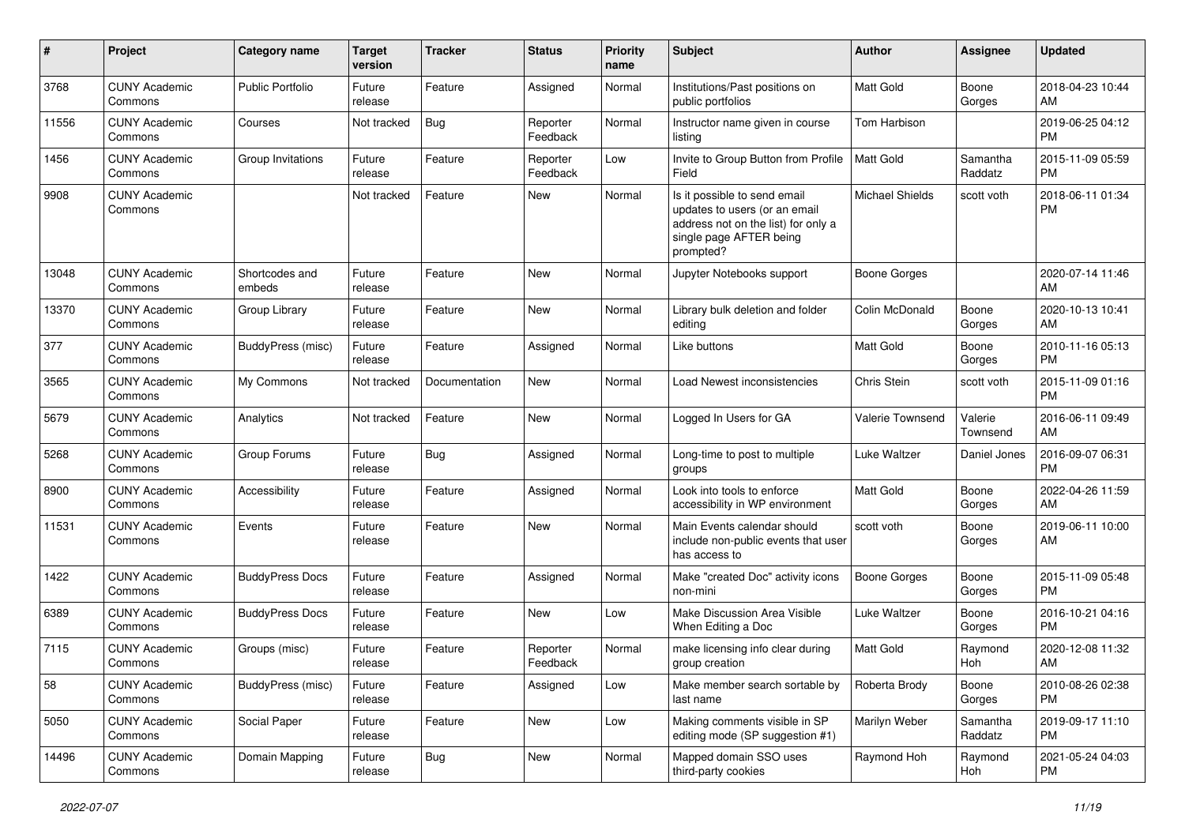| # | Project | Category name | Target version | Tracker | Status | Priority name | Subject | Author | Assignee | Updated |
|---|---|---|---|---|---|---|---|---|---|---|
| 3768 | CUNY Academic Commons | Public Portfolio | Future release | Feature | Assigned | Normal | Institutions/Past positions on public portfolios | Matt Gold | Boone Gorges | 2018-04-23 10:44 AM |
| 11556 | CUNY Academic Commons | Courses | Not tracked | Bug | Reporter Feedback | Normal | Instructor name given in course listing | Tom Harbison | | 2019-06-25 04:12 PM |
| 1456 | CUNY Academic Commons | Group Invitations | Future release | Feature | Reporter Feedback | Low | Invite to Group Button from Profile Field | Matt Gold | Samantha Raddatz | 2015-11-09 05:59 PM |
| 9908 | CUNY Academic Commons | | Not tracked | Feature | New | Normal | Is it possible to send email updates to users (or an email address not on the list) for only a single page AFTER being prompted? | Michael Shields | scott voth | 2018-06-11 01:34 PM |
| 13048 | CUNY Academic Commons | Shortcodes and embeds | Future release | Feature | New | Normal | Jupyter Notebooks support | Boone Gorges | | 2020-07-14 11:46 AM |
| 13370 | CUNY Academic Commons | Group Library | Future release | Feature | New | Normal | Library bulk deletion and folder editing | Colin McDonald | Boone Gorges | 2020-10-13 10:41 AM |
| 377 | CUNY Academic Commons | BuddyPress (misc) | Future release | Feature | Assigned | Normal | Like buttons | Matt Gold | Boone Gorges | 2010-11-16 05:13 PM |
| 3565 | CUNY Academic Commons | My Commons | Not tracked | Documentation | New | Normal | Load Newest inconsistencies | Chris Stein | scott voth | 2015-11-09 01:16 PM |
| 5679 | CUNY Academic Commons | Analytics | Not tracked | Feature | New | Normal | Logged In Users for GA | Valerie Townsend | Valerie Townsend | 2016-06-11 09:49 AM |
| 5268 | CUNY Academic Commons | Group Forums | Future release | Bug | Assigned | Normal | Long-time to post to multiple groups | Luke Waltzer | Daniel Jones | 2016-09-07 06:31 PM |
| 8900 | CUNY Academic Commons | Accessibility | Future release | Feature | Assigned | Normal | Look into tools to enforce accessibility in WP environment | Matt Gold | Boone Gorges | 2022-04-26 11:59 AM |
| 11531 | CUNY Academic Commons | Events | Future release | Feature | New | Normal | Main Events calendar should include non-public events that user has access to | scott voth | Boone Gorges | 2019-06-11 10:00 AM |
| 1422 | CUNY Academic Commons | BuddyPress Docs | Future release | Feature | Assigned | Normal | Make "created Doc" activity icons non-mini | Boone Gorges | Boone Gorges | 2015-11-09 05:48 PM |
| 6389 | CUNY Academic Commons | BuddyPress Docs | Future release | Feature | New | Low | Make Discussion Area Visible When Editing a Doc | Luke Waltzer | Boone Gorges | 2016-10-21 04:16 PM |
| 7115 | CUNY Academic Commons | Groups (misc) | Future release | Feature | Reporter Feedback | Normal | make licensing info clear during group creation | Matt Gold | Raymond Hoh | 2020-12-08 11:32 AM |
| 58 | CUNY Academic Commons | BuddyPress (misc) | Future release | Feature | Assigned | Low | Make member search sortable by last name | Roberta Brody | Boone Gorges | 2010-08-26 02:38 PM |
| 5050 | CUNY Academic Commons | Social Paper | Future release | Feature | New | Low | Making comments visible in SP editing mode (SP suggestion #1) | Marilyn Weber | Samantha Raddatz | 2019-09-17 11:10 PM |
| 14496 | CUNY Academic Commons | Domain Mapping | Future release | Bug | New | Normal | Mapped domain SSO uses third-party cookies | Raymond Hoh | Raymond Hoh | 2021-05-24 04:03 PM |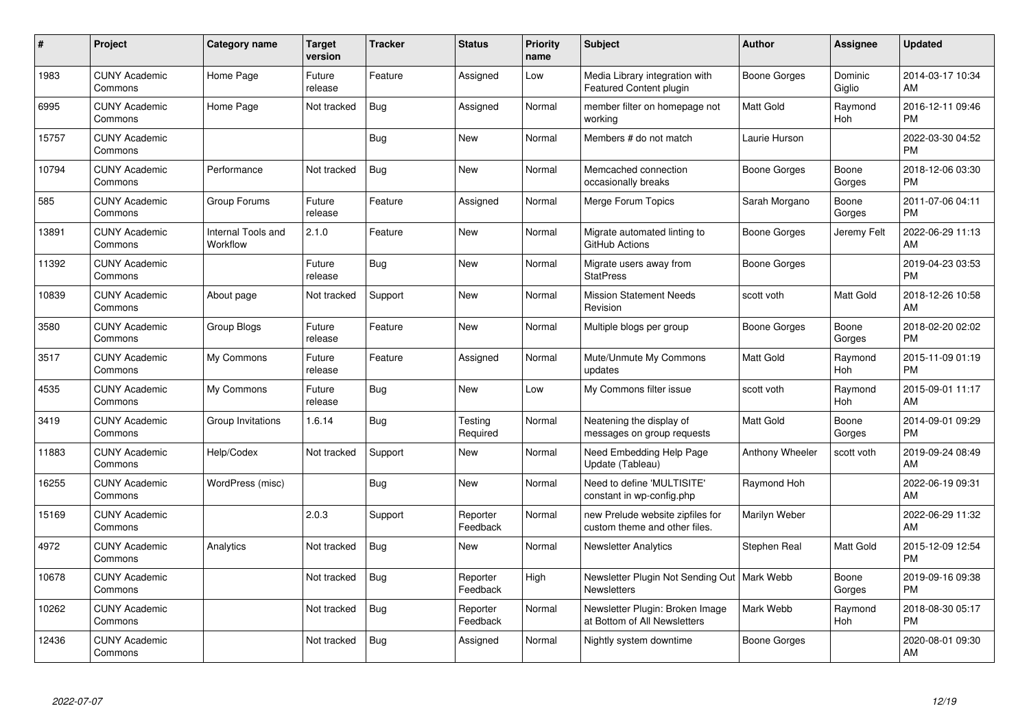| # | Project | Category name | Target version | Tracker | Status | Priority name | Subject | Author | Assignee | Updated |
|---|---|---|---|---|---|---|---|---|---|---|
| 1983 | CUNY Academic Commons | Home Page | Future release | Feature | Assigned | Low | Media Library integration with Featured Content plugin | Boone Gorges | Dominic Giglio | 2014-03-17 10:34 AM |
| 6995 | CUNY Academic Commons | Home Page | Not tracked | Bug | Assigned | Normal | member filter on homepage not working | Matt Gold | Raymond Hoh | 2016-12-11 09:46 PM |
| 15757 | CUNY Academic Commons | | | Bug | New | Normal | Members # do not match | Laurie Hurson | | 2022-03-30 04:52 PM |
| 10794 | CUNY Academic Commons | Performance | Not tracked | Bug | New | Normal | Memcached connection occasionally breaks | Boone Gorges | Boone Gorges | 2018-12-06 03:30 PM |
| 585 | CUNY Academic Commons | Group Forums | Future release | Feature | Assigned | Normal | Merge Forum Topics | Sarah Morgano | Boone Gorges | 2011-07-06 04:11 PM |
| 13891 | CUNY Academic Commons | Internal Tools and Workflow | 2.1.0 | Feature | New | Normal | Migrate automated linting to GitHub Actions | Boone Gorges | Jeremy Felt | 2022-06-29 11:13 AM |
| 11392 | CUNY Academic Commons | | Future release | Bug | New | Normal | Migrate users away from StatPress | Boone Gorges | | 2019-04-23 03:53 PM |
| 10839 | CUNY Academic Commons | About page | Not tracked | Support | New | Normal | Mission Statement Needs Revision | scott voth | Matt Gold | 2018-12-26 10:58 AM |
| 3580 | CUNY Academic Commons | Group Blogs | Future release | Feature | New | Normal | Multiple blogs per group | Boone Gorges | Boone Gorges | 2018-02-20 02:02 PM |
| 3517 | CUNY Academic Commons | My Commons | Future release | Feature | Assigned | Normal | Mute/Unmute My Commons updates | Matt Gold | Raymond Hoh | 2015-11-09 01:19 PM |
| 4535 | CUNY Academic Commons | My Commons | Future release | Bug | New | Low | My Commons filter issue | scott voth | Raymond Hoh | 2015-09-01 11:17 AM |
| 3419 | CUNY Academic Commons | Group Invitations | 1.6.14 | Bug | Testing Required | Normal | Neatening the display of messages on group requests | Matt Gold | Boone Gorges | 2014-09-01 09:29 PM |
| 11883 | CUNY Academic Commons | Help/Codex | Not tracked | Support | New | Normal | Need Embedding Help Page Update (Tableau) | Anthony Wheeler | scott voth | 2019-09-24 08:49 AM |
| 16255 | CUNY Academic Commons | WordPress (misc) | | Bug | New | Normal | Need to define 'MULTISITE' constant in wp-config.php | Raymond Hoh | | 2022-06-19 09:31 AM |
| 15169 | CUNY Academic Commons | | 2.0.3 | Support | Reporter Feedback | Normal | new Prelude website zipfiles for custom theme and other files. | Marilyn Weber | | 2022-06-29 11:32 AM |
| 4972 | CUNY Academic Commons | Analytics | Not tracked | Bug | New | Normal | Newsletter Analytics | Stephen Real | Matt Gold | 2015-12-09 12:54 PM |
| 10678 | CUNY Academic Commons | | Not tracked | Bug | Reporter Feedback | High | Newsletter Plugin Not Sending Out Newsletters | Mark Webb | Boone Gorges | 2019-09-16 09:38 PM |
| 10262 | CUNY Academic Commons | | Not tracked | Bug | Reporter Feedback | Normal | Newsletter Plugin: Broken Image at Bottom of All Newsletters | Mark Webb | Raymond Hoh | 2018-08-30 05:17 PM |
| 12436 | CUNY Academic Commons | | Not tracked | Bug | Assigned | Normal | Nightly system downtime | Boone Gorges | | 2020-08-01 09:30 AM |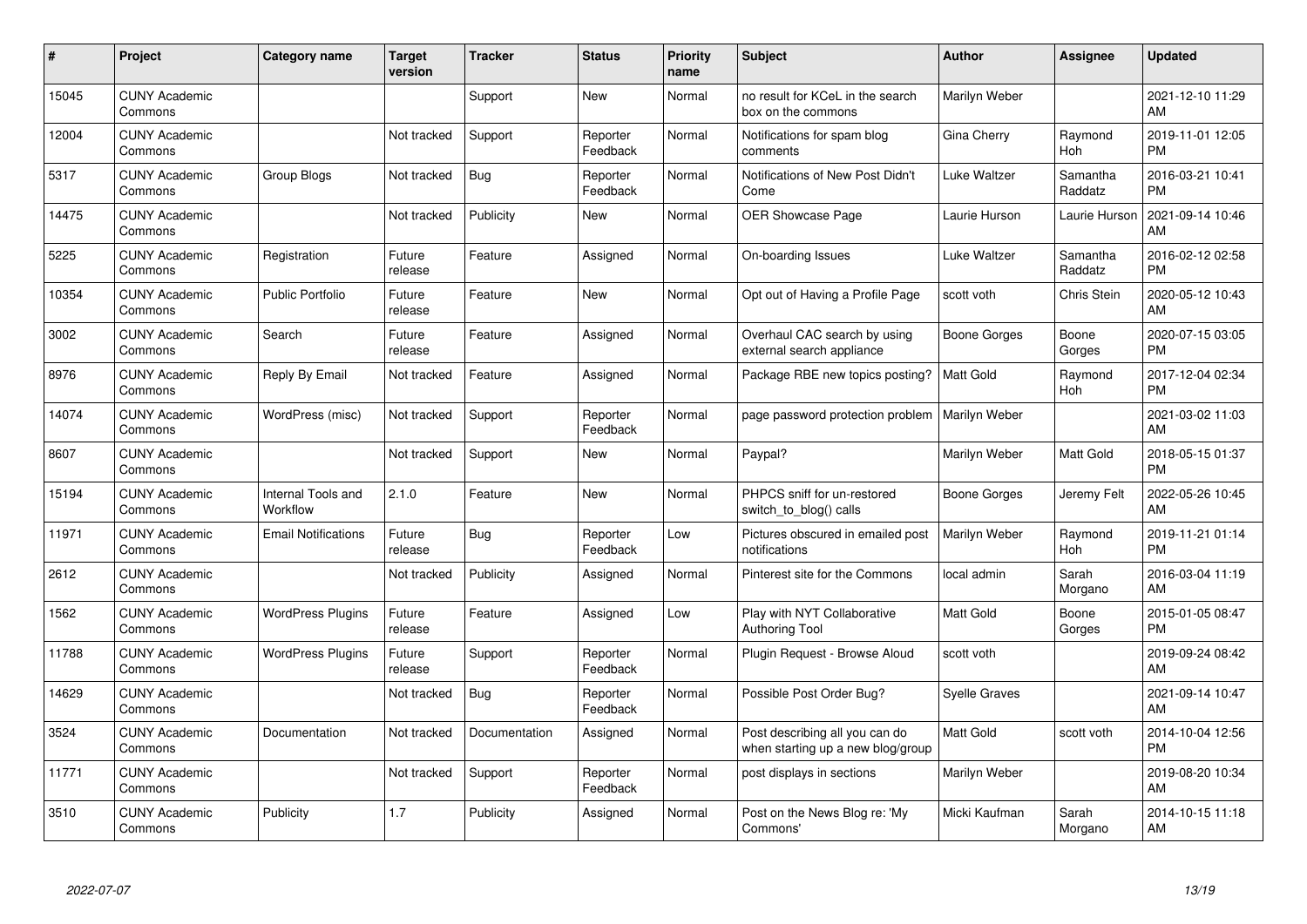| # | Project | Category name | Target version | Tracker | Status | Priority name | Subject | Author | Assignee | Updated |
|---|---|---|---|---|---|---|---|---|---|---|
| 15045 | CUNY Academic Commons | | | Support | New | Normal | no result for KCeL in the search box on the commons | Marilyn Weber | | 2021-12-10 11:29 AM |
| 12004 | CUNY Academic Commons | | Not tracked | Support | Reporter Feedback | Normal | Notifications for spam blog comments | Gina Cherry | Raymond Hoh | 2019-11-01 12:05 PM |
| 5317 | CUNY Academic Commons | Group Blogs | Not tracked | Bug | Reporter Feedback | Normal | Notifications of New Post Didn't Come | Luke Waltzer | Samantha Raddatz | 2016-03-21 10:41 PM |
| 14475 | CUNY Academic Commons | | Not tracked | Publicity | New | Normal | OER Showcase Page | Laurie Hurson | Laurie Hurson | 2021-09-14 10:46 AM |
| 5225 | CUNY Academic Commons | Registration | Future release | Feature | Assigned | Normal | On-boarding Issues | Luke Waltzer | Samantha Raddatz | 2016-02-12 02:58 PM |
| 10354 | CUNY Academic Commons | Public Portfolio | Future release | Feature | New | Normal | Opt out of Having a Profile Page | scott voth | Chris Stein | 2020-05-12 10:43 AM |
| 3002 | CUNY Academic Commons | Search | Future release | Feature | Assigned | Normal | Overhaul CAC search by using external search appliance | Boone Gorges | Boone Gorges | 2020-07-15 03:05 PM |
| 8976 | CUNY Academic Commons | Reply By Email | Not tracked | Feature | Assigned | Normal | Package RBE new topics posting? | Matt Gold | Raymond Hoh | 2017-12-04 02:34 PM |
| 14074 | CUNY Academic Commons | WordPress (misc) | Not tracked | Support | Reporter Feedback | Normal | page password protection problem | Marilyn Weber | | 2021-03-02 11:03 AM |
| 8607 | CUNY Academic Commons | | Not tracked | Support | New | Normal | Paypal? | Marilyn Weber | Matt Gold | 2018-05-15 01:37 PM |
| 15194 | CUNY Academic Commons | Internal Tools and Workflow | 2.1.0 | Feature | New | Normal | PHPCS sniff for un-restored switch_to_blog() calls | Boone Gorges | Jeremy Felt | 2022-05-26 10:45 AM |
| 11971 | CUNY Academic Commons | Email Notifications | Future release | Bug | Reporter Feedback | Low | Pictures obscured in emailed post notifications | Marilyn Weber | Raymond Hoh | 2019-11-21 01:14 PM |
| 2612 | CUNY Academic Commons | | Not tracked | Publicity | Assigned | Normal | Pinterest site for the Commons | local admin | Sarah Morgano | 2016-03-04 11:19 AM |
| 1562 | CUNY Academic Commons | WordPress Plugins | Future release | Feature | Assigned | Low | Play with NYT Collaborative Authoring Tool | Matt Gold | Boone Gorges | 2015-01-05 08:47 PM |
| 11788 | CUNY Academic Commons | WordPress Plugins | Future release | Support | Reporter Feedback | Normal | Plugin Request - Browse Aloud | scott voth | | 2019-09-24 08:42 AM |
| 14629 | CUNY Academic Commons | | Not tracked | Bug | Reporter Feedback | Normal | Possible Post Order Bug? | Syelle Graves | | 2021-09-14 10:47 AM |
| 3524 | CUNY Academic Commons | Documentation | Not tracked | Documentation | Assigned | Normal | Post describing all you can do when starting up a new blog/group | Matt Gold | scott voth | 2014-10-04 12:56 PM |
| 11771 | CUNY Academic Commons | | Not tracked | Support | Reporter Feedback | Normal | post displays in sections | Marilyn Weber | | 2019-08-20 10:34 AM |
| 3510 | CUNY Academic Commons | Publicity | 1.7 | Publicity | Assigned | Normal | Post on the News Blog re: 'My Commons' | Micki Kaufman | Sarah Morgano | 2014-10-15 11:18 AM |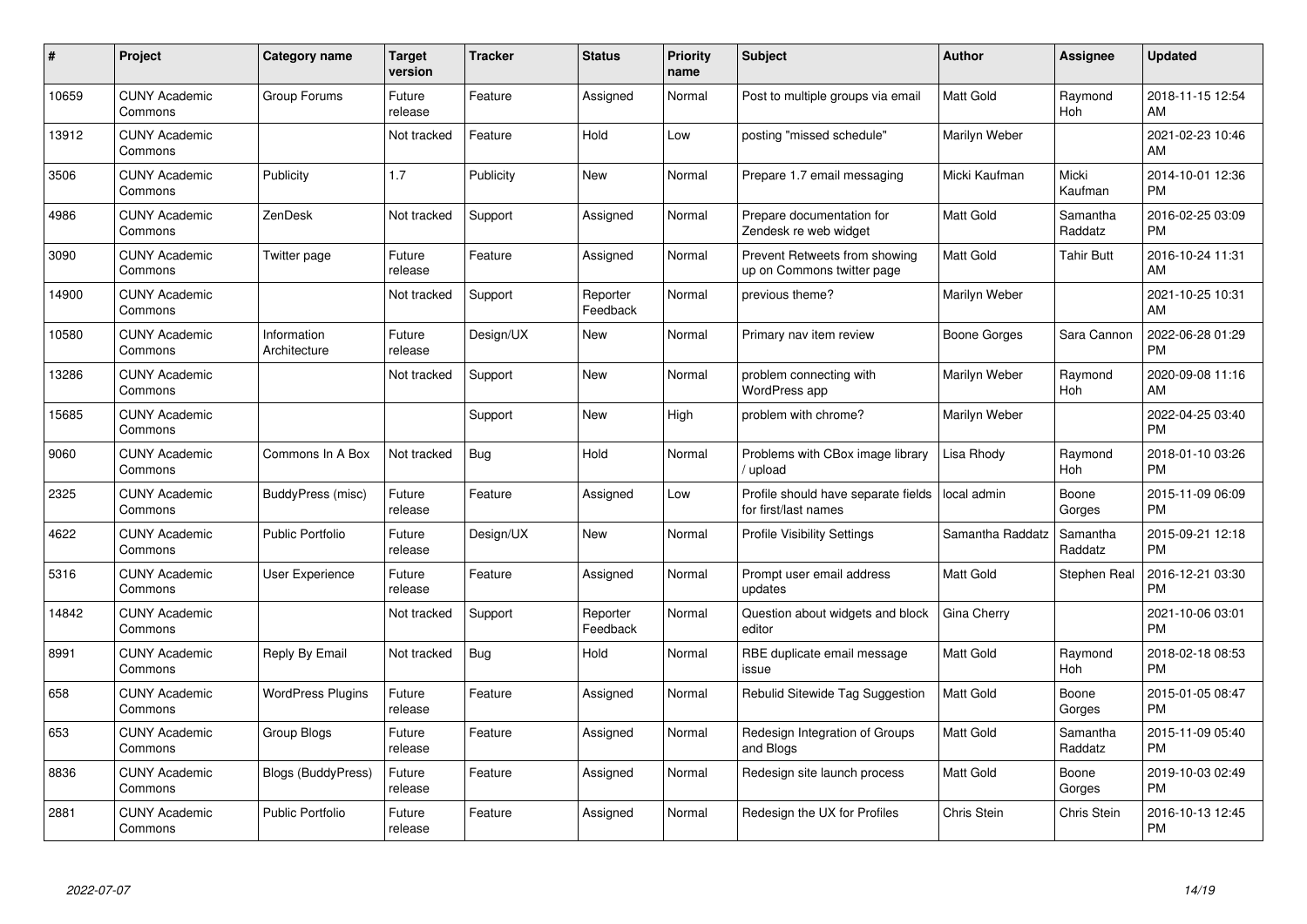| # | Project | Category name | Target version | Tracker | Status | Priority name | Subject | Author | Assignee | Updated |
|---|---|---|---|---|---|---|---|---|---|---|
| 10659 | CUNY Academic Commons | Group Forums | Future release | Feature | Assigned | Normal | Post to multiple groups via email | Matt Gold | Raymond Hoh | 2018-11-15 12:54 AM |
| 13912 | CUNY Academic Commons | | Not tracked | Feature | Hold | Low | posting "missed schedule" | Marilyn Weber | | 2021-02-23 10:46 AM |
| 3506 | CUNY Academic Commons | Publicity | 1.7 | Publicity | New | Normal | Prepare 1.7 email messaging | Micki Kaufman | Micki Kaufman | 2014-10-01 12:36 PM |
| 4986 | CUNY Academic Commons | ZenDesk | Not tracked | Support | Assigned | Normal | Prepare documentation for Zendesk re web widget | Matt Gold | Samantha Raddatz | 2016-02-25 03:09 PM |
| 3090 | CUNY Academic Commons | Twitter page | Future release | Feature | Assigned | Normal | Prevent Retweets from showing up on Commons twitter page | Matt Gold | Tahir Butt | 2016-10-24 11:31 AM |
| 14900 | CUNY Academic Commons | | Not tracked | Support | Reporter Feedback | Normal | previous theme? | Marilyn Weber | | 2021-10-25 10:31 AM |
| 10580 | CUNY Academic Commons | Information Architecture | Future release | Design/UX | New | Normal | Primary nav item review | Boone Gorges | Sara Cannon | 2022-06-28 01:29 PM |
| 13286 | CUNY Academic Commons | | Not tracked | Support | New | Normal | problem connecting with WordPress app | Marilyn Weber | Raymond Hoh | 2020-09-08 11:16 AM |
| 15685 | CUNY Academic Commons | | | Support | New | High | problem with chrome? | Marilyn Weber | | 2022-04-25 03:40 PM |
| 9060 | CUNY Academic Commons | Commons In A Box | Not tracked | Bug | Hold | Normal | Problems with CBox image library / upload | Lisa Rhody | Raymond Hoh | 2018-01-10 03:26 PM |
| 2325 | CUNY Academic Commons | BuddyPress (misc) | Future release | Feature | Assigned | Low | Profile should have separate fields for first/last names | local admin | Boone Gorges | 2015-11-09 06:09 PM |
| 4622 | CUNY Academic Commons | Public Portfolio | Future release | Design/UX | New | Normal | Profile Visibility Settings | Samantha Raddatz | Samantha Raddatz | 2015-09-21 12:18 PM |
| 5316 | CUNY Academic Commons | User Experience | Future release | Feature | Assigned | Normal | Prompt user email address updates | Matt Gold | Stephen Real | 2016-12-21 03:30 PM |
| 14842 | CUNY Academic Commons | | Not tracked | Support | Reporter Feedback | Normal | Question about widgets and block editor | Gina Cherry | | 2021-10-06 03:01 PM |
| 8991 | CUNY Academic Commons | Reply By Email | Not tracked | Bug | Hold | Normal | RBE duplicate email message issue | Matt Gold | Raymond Hoh | 2018-02-18 08:53 PM |
| 658 | CUNY Academic Commons | WordPress Plugins | Future release | Feature | Assigned | Normal | Rebulid Sitewide Tag Suggestion | Matt Gold | Boone Gorges | 2015-01-05 08:47 PM |
| 653 | CUNY Academic Commons | Group Blogs | Future release | Feature | Assigned | Normal | Redesign Integration of Groups and Blogs | Matt Gold | Samantha Raddatz | 2015-11-09 05:40 PM |
| 8836 | CUNY Academic Commons | Blogs (BuddyPress) | Future release | Feature | Assigned | Normal | Redesign site launch process | Matt Gold | Boone Gorges | 2019-10-03 02:49 PM |
| 2881 | CUNY Academic Commons | Public Portfolio | Future release | Feature | Assigned | Normal | Redesign the UX for Profiles | Chris Stein | Chris Stein | 2016-10-13 12:45 PM |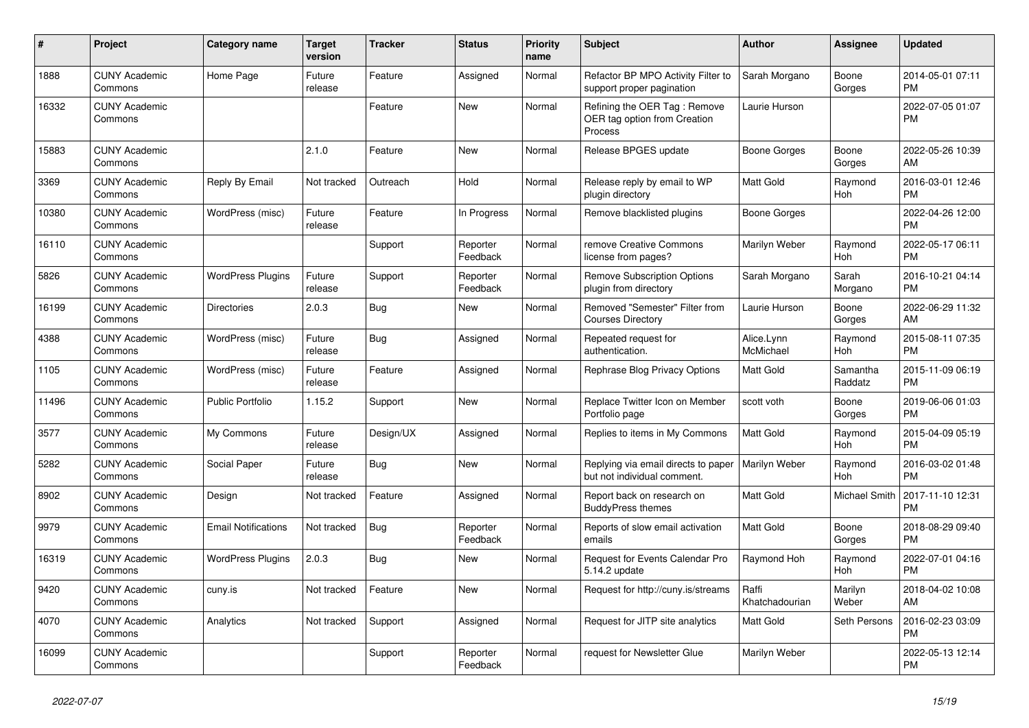| # | Project | Category name | Target version | Tracker | Status | Priority name | Subject | Author | Assignee | Updated |
|---|---|---|---|---|---|---|---|---|---|---|
| 1888 | CUNY Academic Commons | Home Page | Future release | Feature | Assigned | Normal | Refactor BP MPO Activity Filter to support proper pagination | Sarah Morgano | Boone Gorges | 2014-05-01 07:11 PM |
| 16332 | CUNY Academic Commons | | | Feature | New | Normal | Refining the OER Tag : Remove OER tag option from Creation Process | Laurie Hurson | | 2022-07-05 01:07 PM |
| 15883 | CUNY Academic Commons | | 2.1.0 | Feature | New | Normal | Release BPGES update | Boone Gorges | Boone Gorges | 2022-05-26 10:39 AM |
| 3369 | CUNY Academic Commons | Reply By Email | Not tracked | Outreach | Hold | Normal | Release reply by email to WP plugin directory | Matt Gold | Raymond Hoh | 2016-03-01 12:46 PM |
| 10380 | CUNY Academic Commons | WordPress (misc) | Future release | Feature | In Progress | Normal | Remove blacklisted plugins | Boone Gorges | | 2022-04-26 12:00 PM |
| 16110 | CUNY Academic Commons | | | Support | Reporter Feedback | Normal | remove Creative Commons license from pages? | Marilyn Weber | Raymond Hoh | 2022-05-17 06:11 PM |
| 5826 | CUNY Academic Commons | WordPress Plugins | Future release | Support | Reporter Feedback | Normal | Remove Subscription Options plugin from directory | Sarah Morgano | Sarah Morgano | 2016-10-21 04:14 PM |
| 16199 | CUNY Academic Commons | Directories | 2.0.3 | Bug | New | Normal | Removed "Semester" Filter from Courses Directory | Laurie Hurson | Boone Gorges | 2022-06-29 11:32 AM |
| 4388 | CUNY Academic Commons | WordPress (misc) | Future release | Bug | Assigned | Normal | Repeated request for authentication. | Alice.Lynn McMichael | Raymond Hoh | 2015-08-11 07:35 PM |
| 1105 | CUNY Academic Commons | WordPress (misc) | Future release | Feature | Assigned | Normal | Rephrase Blog Privacy Options | Matt Gold | Samantha Raddatz | 2015-11-09 06:19 PM |
| 11496 | CUNY Academic Commons | Public Portfolio | 1.15.2 | Support | New | Normal | Replace Twitter Icon on Member Portfolio page | scott voth | Boone Gorges | 2019-06-06 01:03 PM |
| 3577 | CUNY Academic Commons | My Commons | Future release | Design/UX | Assigned | Normal | Replies to items in My Commons | Matt Gold | Raymond Hoh | 2015-04-09 05:19 PM |
| 5282 | CUNY Academic Commons | Social Paper | Future release | Bug | New | Normal | Replying via email directs to paper but not individual comment. | Marilyn Weber | Raymond Hoh | 2016-03-02 01:48 PM |
| 8902 | CUNY Academic Commons | Design | Not tracked | Feature | Assigned | Normal | Report back on research on BuddyPress themes | Matt Gold | Michael Smith | 2017-11-10 12:31 PM |
| 9979 | CUNY Academic Commons | Email Notifications | Not tracked | Bug | Reporter Feedback | Normal | Reports of slow email activation emails | Matt Gold | Boone Gorges | 2018-08-29 09:40 PM |
| 16319 | CUNY Academic Commons | WordPress Plugins | 2.0.3 | Bug | New | Normal | Request for Events Calendar Pro 5.14.2 update | Raymond Hoh | Raymond Hoh | 2022-07-01 04:16 PM |
| 9420 | CUNY Academic Commons | cuny.is | Not tracked | Feature | New | Normal | Request for http://cuny.is/streams | Raffi Khatchadourian | Marilyn Weber | 2018-04-02 10:08 AM |
| 4070 | CUNY Academic Commons | Analytics | Not tracked | Support | Assigned | Normal | Request for JITP site analytics | Matt Gold | Seth Persons | 2016-02-23 03:09 PM |
| 16099 | CUNY Academic Commons | | | Support | Reporter Feedback | Normal | request for Newsletter Glue | Marilyn Weber | | 2022-05-13 12:14 PM |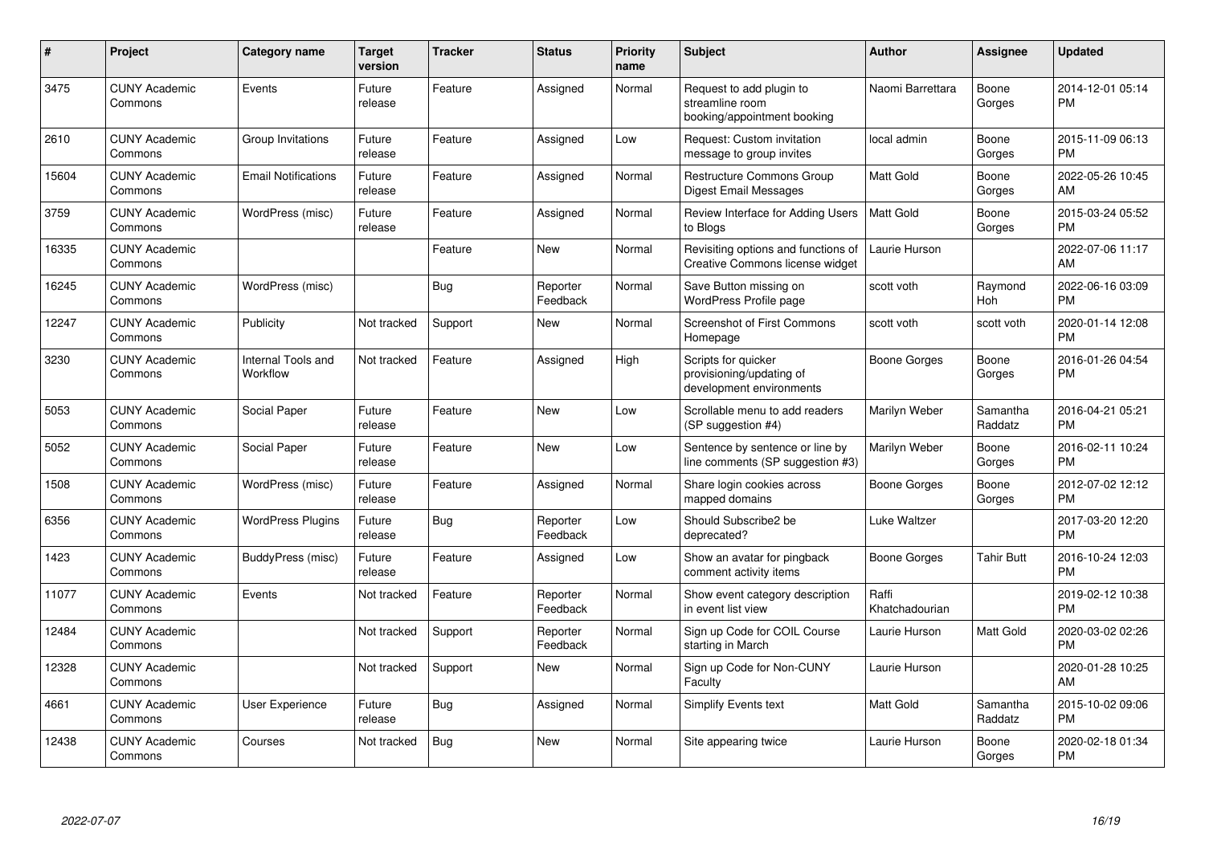| # | Project | Category name | Target version | Tracker | Status | Priority name | Subject | Author | Assignee | Updated |
|---|---|---|---|---|---|---|---|---|---|---|
| 3475 | CUNY Academic Commons | Events | Future release | Feature | Assigned | Normal | Request to add plugin to streamline room booking/appointment booking | Naomi Barrettara | Boone Gorges | 2014-12-01 05:14 PM |
| 2610 | CUNY Academic Commons | Group Invitations | Future release | Feature | Assigned | Low | Request: Custom invitation message to group invites | local admin | Boone Gorges | 2015-11-09 06:13 PM |
| 15604 | CUNY Academic Commons | Email Notifications | Future release | Feature | Assigned | Normal | Restructure Commons Group Digest Email Messages | Matt Gold | Boone Gorges | 2022-05-26 10:45 AM |
| 3759 | CUNY Academic Commons | WordPress (misc) | Future release | Feature | Assigned | Normal | Review Interface for Adding Users to Blogs | Matt Gold | Boone Gorges | 2015-03-24 05:52 PM |
| 16335 | CUNY Academic Commons | | | Feature | New | Normal | Revisiting options and functions of Creative Commons license widget | Laurie Hurson | | 2022-07-06 11:17 AM |
| 16245 | CUNY Academic Commons | WordPress (misc) | | Bug | Reporter Feedback | Normal | Save Button missing on WordPress Profile page | scott voth | Raymond Hoh | 2022-06-16 03:09 PM |
| 12247 | CUNY Academic Commons | Publicity | Not tracked | Support | New | Normal | Screenshot of First Commons Homepage | scott voth | scott voth | 2020-01-14 12:08 PM |
| 3230 | CUNY Academic Commons | Internal Tools and Workflow | Not tracked | Feature | Assigned | High | Scripts for quicker provisioning/updating of development environments | Boone Gorges | Boone Gorges | 2016-01-26 04:54 PM |
| 5053 | CUNY Academic Commons | Social Paper | Future release | Feature | New | Low | Scrollable menu to add readers (SP suggestion #4) | Marilyn Weber | Samantha Raddatz | 2016-04-21 05:21 PM |
| 5052 | CUNY Academic Commons | Social Paper | Future release | Feature | New | Low | Sentence by sentence or line by line comments (SP suggestion #3) | Marilyn Weber | Boone Gorges | 2016-02-11 10:24 PM |
| 1508 | CUNY Academic Commons | WordPress (misc) | Future release | Feature | Assigned | Normal | Share login cookies across mapped domains | Boone Gorges | Boone Gorges | 2012-07-02 12:12 PM |
| 6356 | CUNY Academic Commons | WordPress Plugins | Future release | Bug | Reporter Feedback | Low | Should Subscribe2 be deprecated? | Luke Waltzer | | 2017-03-20 12:20 PM |
| 1423 | CUNY Academic Commons | BuddyPress (misc) | Future release | Feature | Assigned | Low | Show an avatar for pingback comment activity items | Boone Gorges | Tahir Butt | 2016-10-24 12:03 PM |
| 11077 | CUNY Academic Commons | Events | Not tracked | Feature | Reporter Feedback | Normal | Show event category description in event list view | Raffi Khatchadourian | | 2019-02-12 10:38 PM |
| 12484 | CUNY Academic Commons | | Not tracked | Support | Reporter Feedback | Normal | Sign up Code for COIL Course starting in March | Laurie Hurson | Matt Gold | 2020-03-02 02:26 PM |
| 12328 | CUNY Academic Commons | | Not tracked | Support | New | Normal | Sign up Code for Non-CUNY Faculty | Laurie Hurson | | 2020-01-28 10:25 AM |
| 4661 | CUNY Academic Commons | User Experience | Future release | Bug | Assigned | Normal | Simplify Events text | Matt Gold | Samantha Raddatz | 2015-10-02 09:06 PM |
| 12438 | CUNY Academic Commons | Courses | Not tracked | Bug | New | Normal | Site appearing twice | Laurie Hurson | Boone Gorges | 2020-02-18 01:34 PM |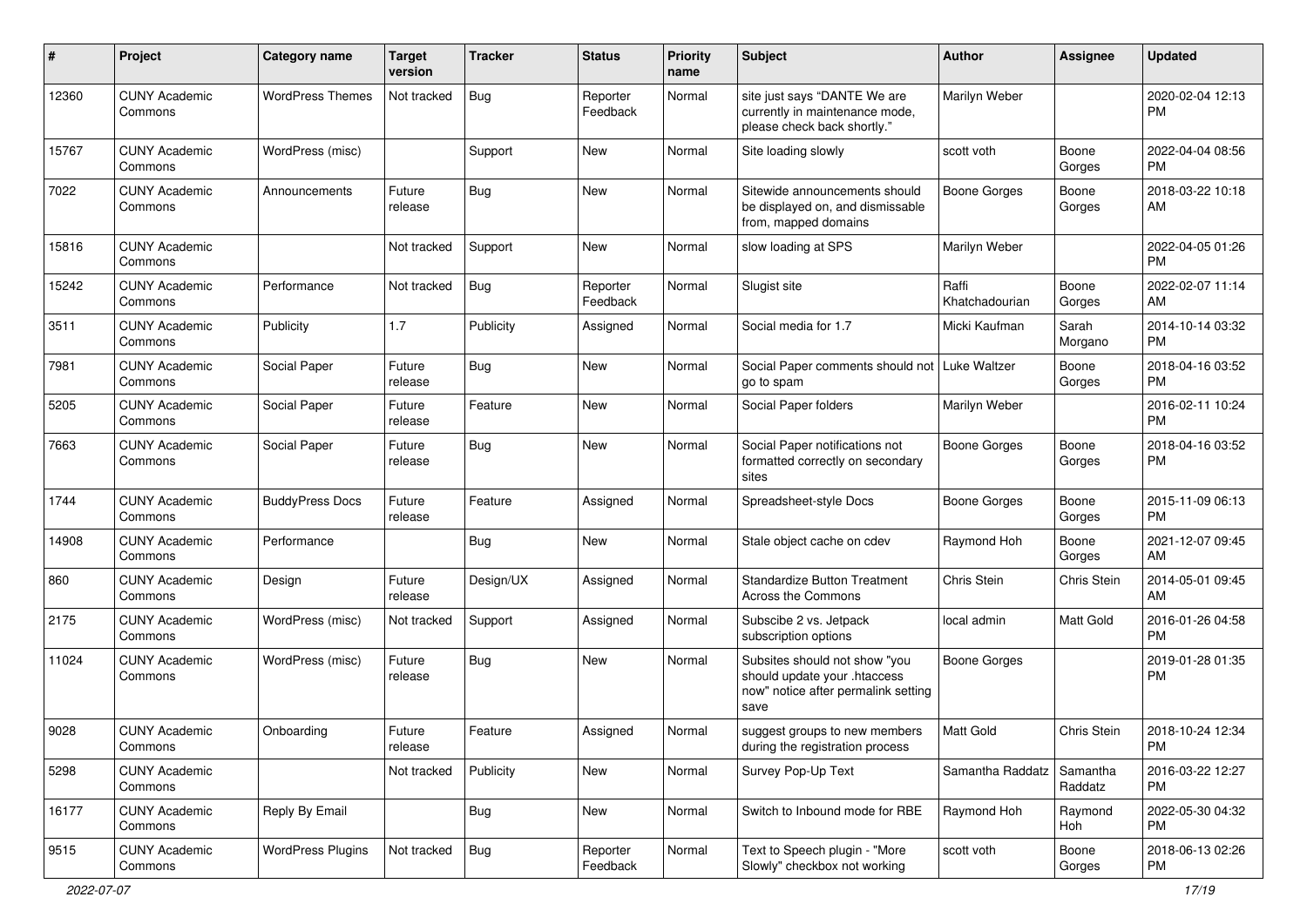| # | Project | Category name | Target version | Tracker | Status | Priority name | Subject | Author | Assignee | Updated |
|---|---|---|---|---|---|---|---|---|---|---|
| 12360 | CUNY Academic Commons | WordPress Themes | Not tracked | Bug | Reporter Feedback | Normal | site just says "DANTE We are currently in maintenance mode, please check back shortly." | Marilyn Weber | | 2020-02-04 12:13 PM |
| 15767 | CUNY Academic Commons | WordPress (misc) | | Support | New | Normal | Site loading slowly | scott voth | Boone Gorges | 2022-04-04 08:56 PM |
| 7022 | CUNY Academic Commons | Announcements | Future release | Bug | New | Normal | Sitewide announcements should be displayed on, and dismissable from, mapped domains | Boone Gorges | Boone Gorges | 2018-03-22 10:18 AM |
| 15816 | CUNY Academic Commons | | Not tracked | Support | New | Normal | slow loading at SPS | Marilyn Weber | | 2022-04-05 01:26 PM |
| 15242 | CUNY Academic Commons | Performance | Not tracked | Bug | Reporter Feedback | Normal | Slugist site | Raffi Khatchadourian | Boone Gorges | 2022-02-07 11:14 AM |
| 3511 | CUNY Academic Commons | Publicity | 1.7 | Publicity | Assigned | Normal | Social media for 1.7 | Micki Kaufman | Sarah Morgano | 2014-10-14 03:32 PM |
| 7981 | CUNY Academic Commons | Social Paper | Future release | Bug | New | Normal | Social Paper comments should not go to spam | Luke Waltzer | Boone Gorges | 2018-04-16 03:52 PM |
| 5205 | CUNY Academic Commons | Social Paper | Future release | Feature | New | Normal | Social Paper folders | Marilyn Weber | | 2016-02-11 10:24 PM |
| 7663 | CUNY Academic Commons | Social Paper | Future release | Bug | New | Normal | Social Paper notifications not formatted correctly on secondary sites | Boone Gorges | Boone Gorges | 2018-04-16 03:52 PM |
| 1744 | CUNY Academic Commons | BuddyPress Docs | Future release | Feature | Assigned | Normal | Spreadsheet-style Docs | Boone Gorges | Boone Gorges | 2015-11-09 06:13 PM |
| 14908 | CUNY Academic Commons | Performance | | Bug | New | Normal | Stale object cache on cdev | Raymond Hoh | Boone Gorges | 2021-12-07 09:45 AM |
| 860 | CUNY Academic Commons | Design | Future release | Design/UX | Assigned | Normal | Standardize Button Treatment Across the Commons | Chris Stein | Chris Stein | 2014-05-01 09:45 AM |
| 2175 | CUNY Academic Commons | WordPress (misc) | Not tracked | Support | Assigned | Normal | Subscibe 2 vs. Jetpack subscription options | local admin | Matt Gold | 2016-01-26 04:58 PM |
| 11024 | CUNY Academic Commons | WordPress (misc) | Future release | Bug | New | Normal | Subsites should not show "you should update your .htaccess now" notice after permalink setting save | Boone Gorges | | 2019-01-28 01:35 PM |
| 9028 | CUNY Academic Commons | Onboarding | Future release | Feature | Assigned | Normal | suggest groups to new members during the registration process | Matt Gold | Chris Stein | 2018-10-24 12:34 PM |
| 5298 | CUNY Academic Commons | | Not tracked | Publicity | New | Normal | Survey Pop-Up Text | Samantha Raddatz | Samantha Raddatz | 2016-03-22 12:27 PM |
| 16177 | CUNY Academic Commons | Reply By Email | | Bug | New | Normal | Switch to Inbound mode for RBE | Raymond Hoh | Raymond Hoh | 2022-05-30 04:32 PM |
| 9515 | CUNY Academic Commons | WordPress Plugins | Not tracked | Bug | Reporter Feedback | Normal | Text to Speech plugin - "More Slowly" checkbox not working | scott voth | Boone Gorges | 2018-06-13 02:26 PM |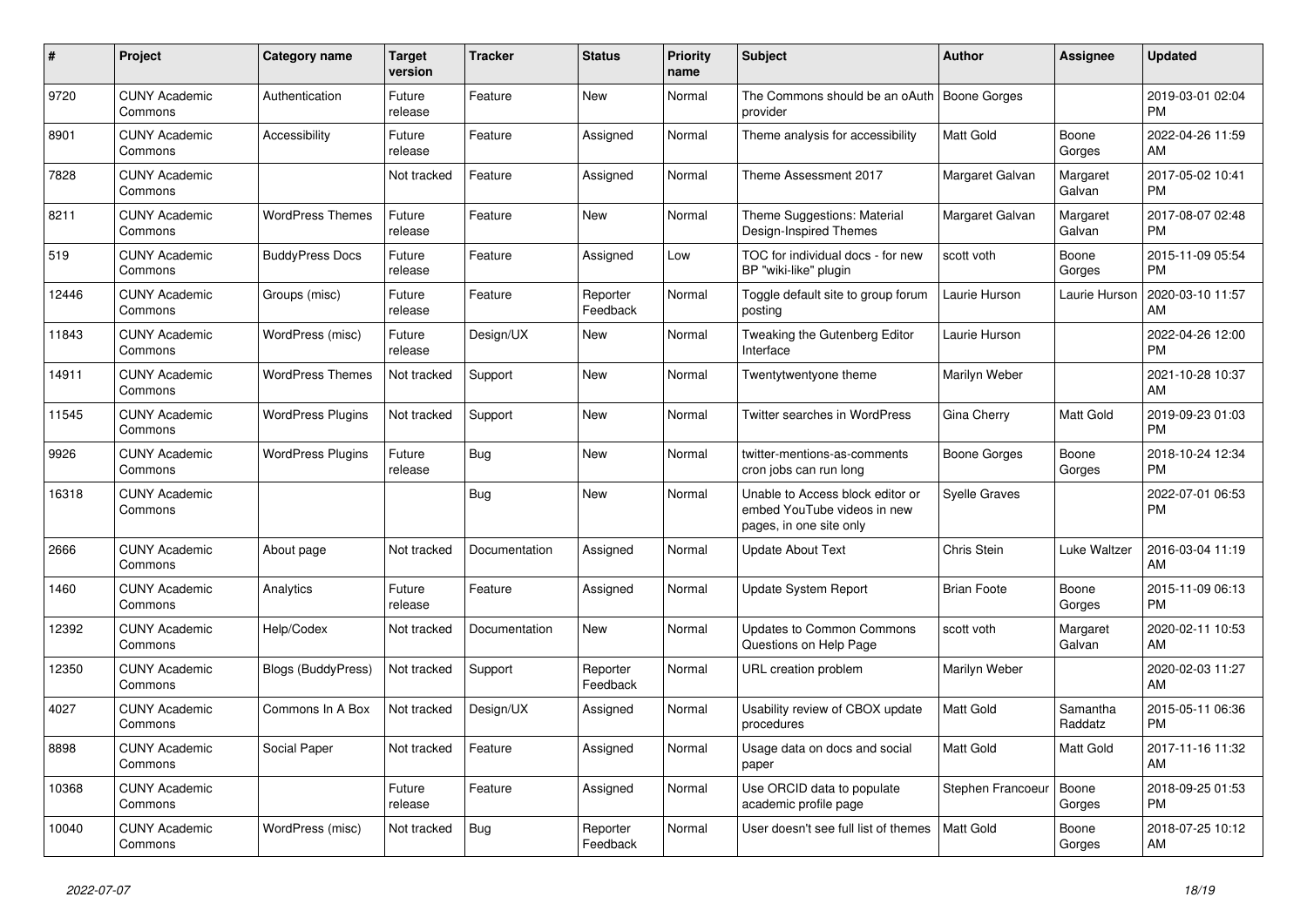| # | Project | Category name | Target version | Tracker | Status | Priority name | Subject | Author | Assignee | Updated |
|---|---|---|---|---|---|---|---|---|---|---|
| 9720 | CUNY Academic Commons | Authentication | Future release | Feature | New | Normal | The Commons should be an oAuth provider | Boone Gorges | | 2019-03-01 02:04 PM |
| 8901 | CUNY Academic Commons | Accessibility | Future release | Feature | Assigned | Normal | Theme analysis for accessibility | Matt Gold | Boone Gorges | 2022-04-26 11:59 AM |
| 7828 | CUNY Academic Commons | | Not tracked | Feature | Assigned | Normal | Theme Assessment 2017 | Margaret Galvan | Margaret Galvan | 2017-05-02 10:41 PM |
| 8211 | CUNY Academic Commons | WordPress Themes | Future release | Feature | New | Normal | Theme Suggestions: Material Design-Inspired Themes | Margaret Galvan | Margaret Galvan | 2017-08-07 02:48 PM |
| 519 | CUNY Academic Commons | BuddyPress Docs | Future release | Feature | Assigned | Low | TOC for individual docs - for new BP "wiki-like" plugin | scott voth | Boone Gorges | 2015-11-09 05:54 PM |
| 12446 | CUNY Academic Commons | Groups (misc) | Future release | Feature | Reporter Feedback | Normal | Toggle default site to group forum posting | Laurie Hurson | Laurie Hurson | 2020-03-10 11:57 AM |
| 11843 | CUNY Academic Commons | WordPress (misc) | Future release | Design/UX | New | Normal | Tweaking the Gutenberg Editor Interface | Laurie Hurson | | 2022-04-26 12:00 PM |
| 14911 | CUNY Academic Commons | WordPress Themes | Not tracked | Support | New | Normal | Twentytwentyone theme | Marilyn Weber | | 2021-10-28 10:37 AM |
| 11545 | CUNY Academic Commons | WordPress Plugins | Not tracked | Support | New | Normal | Twitter searches in WordPress | Gina Cherry | Matt Gold | 2019-09-23 01:03 PM |
| 9926 | CUNY Academic Commons | WordPress Plugins | Future release | Bug | New | Normal | twitter-mentions-as-comments cron jobs can run long | Boone Gorges | Boone Gorges | 2018-10-24 12:34 PM |
| 16318 | CUNY Academic Commons | | | Bug | New | Normal | Unable to Access block editor or embed YouTube videos in new pages, in one site only | Syelle Graves | | 2022-07-01 06:53 PM |
| 2666 | CUNY Academic Commons | About page | Not tracked | Documentation | Assigned | Normal | Update About Text | Chris Stein | Luke Waltzer | 2016-03-04 11:19 AM |
| 1460 | CUNY Academic Commons | Analytics | Future release | Feature | Assigned | Normal | Update System Report | Brian Foote | Boone Gorges | 2015-11-09 06:13 PM |
| 12392 | CUNY Academic Commons | Help/Codex | Not tracked | Documentation | New | Normal | Updates to Common Commons Questions on Help Page | scott voth | Margaret Galvan | 2020-02-11 10:53 AM |
| 12350 | CUNY Academic Commons | Blogs (BuddyPress) | Not tracked | Support | Reporter Feedback | Normal | URL creation problem | Marilyn Weber | | 2020-02-03 11:27 AM |
| 4027 | CUNY Academic Commons | Commons In A Box | Not tracked | Design/UX | Assigned | Normal | Usability review of CBOX update procedures | Matt Gold | Samantha Raddatz | 2015-05-11 06:36 PM |
| 8898 | CUNY Academic Commons | Social Paper | Not tracked | Feature | Assigned | Normal | Usage data on docs and social paper | Matt Gold | Matt Gold | 2017-11-16 11:32 AM |
| 10368 | CUNY Academic Commons | | Future release | Feature | Assigned | Normal | Use ORCID data to populate academic profile page | Stephen Francoeur | Boone Gorges | 2018-09-25 01:53 PM |
| 10040 | CUNY Academic Commons | WordPress (misc) | Not tracked | Bug | Reporter Feedback | Normal | User doesn't see full list of themes | Matt Gold | Boone Gorges | 2018-07-25 10:12 AM |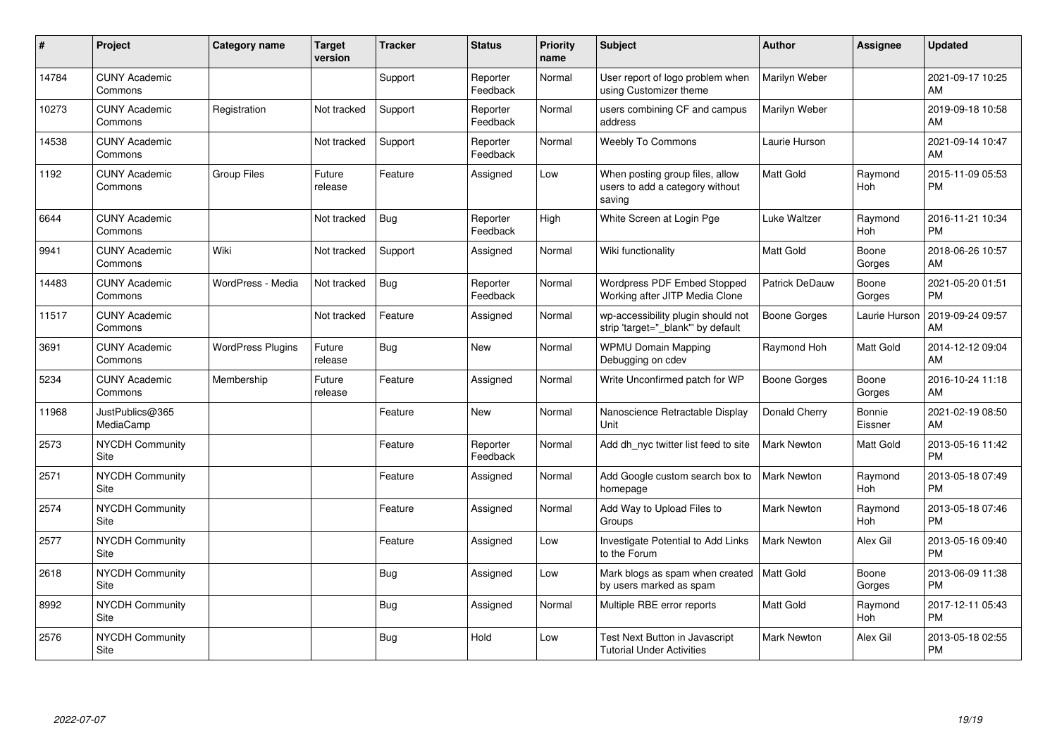| # | Project | Category name | Target version | Tracker | Status | Priority name | Subject | Author | Assignee | Updated |
|---|---|---|---|---|---|---|---|---|---|---|
| 14784 | CUNY Academic Commons | | | Support | Reporter Feedback | Normal | User report of logo problem when using Customizer theme | Marilyn Weber | | 2021-09-17 10:25 AM |
| 10273 | CUNY Academic Commons | Registration | Not tracked | Support | Reporter Feedback | Normal | users combining CF and campus address | Marilyn Weber | | 2019-09-18 10:58 AM |
| 14538 | CUNY Academic Commons | | Not tracked | Support | Reporter Feedback | Normal | Weebly To Commons | Laurie Hurson | | 2021-09-14 10:47 AM |
| 1192 | CUNY Academic Commons | Group Files | Future release | Feature | Assigned | Low | When posting group files, allow users to add a category without saving | Matt Gold | Raymond Hoh | 2015-11-09 05:53 PM |
| 6644 | CUNY Academic Commons | | Not tracked | Bug | Reporter Feedback | High | White Screen at Login Pge | Luke Waltzer | Raymond Hoh | 2016-11-21 10:34 PM |
| 9941 | CUNY Academic Commons | Wiki | Not tracked | Support | Assigned | Normal | Wiki functionality | Matt Gold | Boone Gorges | 2018-06-26 10:57 AM |
| 14483 | CUNY Academic Commons | WordPress - Media | Not tracked | Bug | Reporter Feedback | Normal | Wordpress PDF Embed Stopped Working after JITP Media Clone | Patrick DeDauw | Boone Gorges | 2021-05-20 01:51 PM |
| 11517 | CUNY Academic Commons | | Not tracked | Feature | Assigned | Normal | wp-accessibility plugin should not strip 'target="_blank"' by default | Boone Gorges | Laurie Hurson | 2019-09-24 09:57 AM |
| 3691 | CUNY Academic Commons | WordPress Plugins | Future release | Bug | New | Normal | WPMU Domain Mapping Debugging on cdev | Raymond Hoh | Matt Gold | 2014-12-12 09:04 AM |
| 5234 | CUNY Academic Commons | Membership | Future release | Feature | Assigned | Normal | Write Unconfirmed patch for WP | Boone Gorges | Boone Gorges | 2016-10-24 11:18 AM |
| 11968 | JustPublics@365 MediaCamp | | | Feature | New | Normal | Nanoscience Retractable Display Unit | Donald Cherry | Bonnie Eissner | 2021-02-19 08:50 AM |
| 2573 | NYCDH Community Site | | | Feature | Reporter Feedback | Normal | Add dh_nyc twitter list feed to site | Mark Newton | Matt Gold | 2013-05-16 11:42 PM |
| 2571 | NYCDH Community Site | | | Feature | Assigned | Normal | Add Google custom search box to homepage | Mark Newton | Raymond Hoh | 2013-05-18 07:49 PM |
| 2574 | NYCDH Community Site | | | Feature | Assigned | Normal | Add Way to Upload Files to Groups | Mark Newton | Raymond Hoh | 2013-05-18 07:46 PM |
| 2577 | NYCDH Community Site | | | Feature | Assigned | Low | Investigate Potential to Add Links to the Forum | Mark Newton | Alex Gil | 2013-05-16 09:40 PM |
| 2618 | NYCDH Community Site | | | Bug | Assigned | Low | Mark blogs as spam when created by users marked as spam | Matt Gold | Boone Gorges | 2013-06-09 11:38 PM |
| 8992 | NYCDH Community Site | | | Bug | Assigned | Normal | Multiple RBE error reports | Matt Gold | Raymond Hoh | 2017-12-11 05:43 PM |
| 2576 | NYCDH Community Site | | | Bug | Hold | Low | Test Next Button in Javascript Tutorial Under Activities | Mark Newton | Alex Gil | 2013-05-18 02:55 PM |